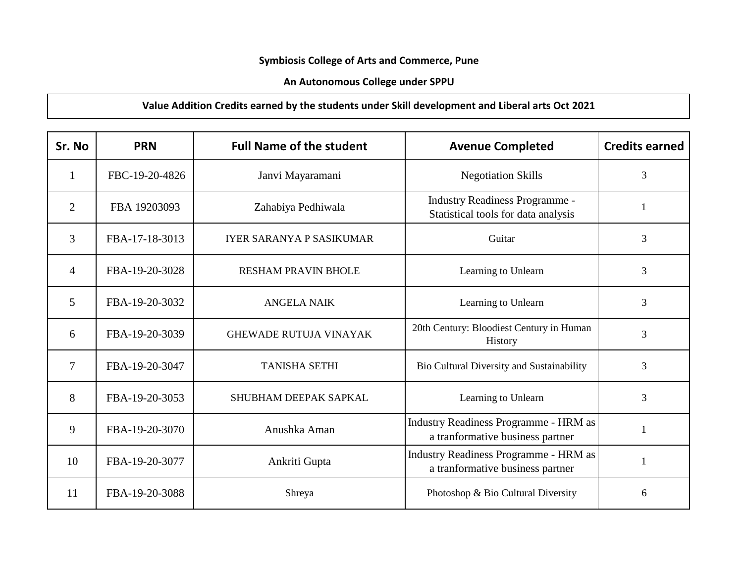**Symbiosis College of Arts and Commerce, Pune**

**An Autonomous College under SPPU**

**Value Addition Credits earned by the students under Skill development and Liberal arts Oct 2021**

| Sr. No | PRN | Full Name of the student | Avenue Completed | Credits earned |
|---|---|---|---|---|
| 1 | FBC-19-20-4826 | Janvi Mayaramani | Negotiation Skills | 3 |
| 2 | FBA 19203093 | Zahabiya Pedhiwala | Industry Readiness Programme - Statistical tools for data analysis | 1 |
| 3 | FBA-17-18-3013 | IYER SARANYA P SASIKUMAR | Guitar | 3 |
| 4 | FBA-19-20-3028 | RESHAM PRAVIN BHOLE | Learning to Unlearn | 3 |
| 5 | FBA-19-20-3032 | ANGELA NAIK | Learning to Unlearn | 3 |
| 6 | FBA-19-20-3039 | GHEWADE RUTUJA VINAYAK | 20th Century: Bloodiest Century in Human History | 3 |
| 7 | FBA-19-20-3047 | TANISHA SETHI | Bio Cultural Diversity and Sustainability | 3 |
| 8 | FBA-19-20-3053 | SHUBHAM DEEPAK SAPKAL | Learning to Unlearn | 3 |
| 9 | FBA-19-20-3070 | Anushka Aman | Industry Readiness Programme - HRM as a tranformative business partner | 1 |
| 10 | FBA-19-20-3077 | Ankriti Gupta | Industry Readiness Programme - HRM as a tranformative business partner | 1 |
| 11 | FBA-19-20-3088 | Shreya | Photoshop & Bio Cultural Diversity | 6 |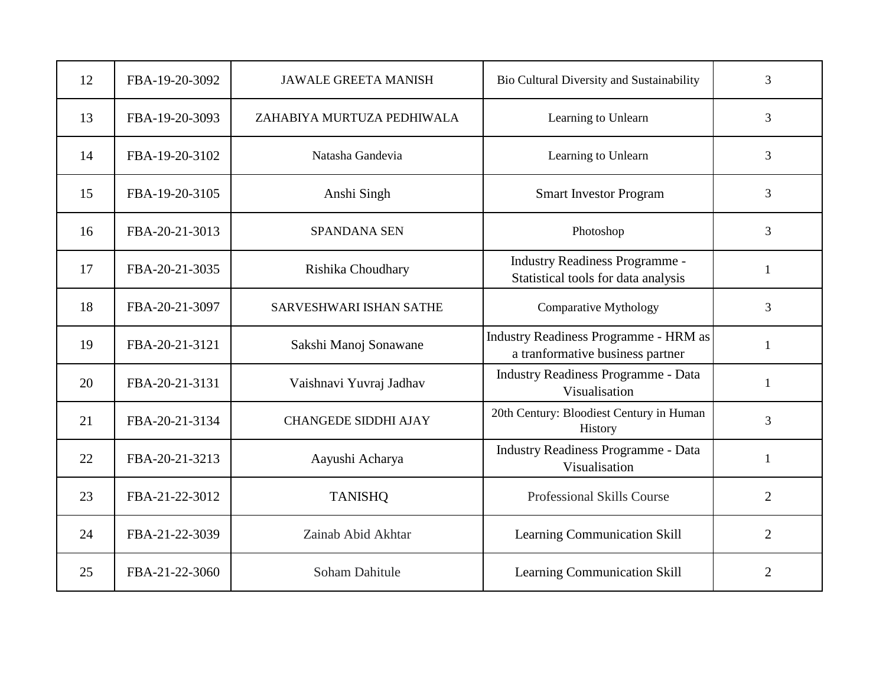| 12 | FBA-19-20-3092 | JAWALE GREETA MANISH | Bio Cultural Diversity and Sustainability | 3 |
|---|---|---|---|---|
| 13 | FBA-19-20-3093 | ZAHABIYA MURTUZA PEDHIWALA | Learning to Unlearn | 3 |
| 14 | FBA-19-20-3102 | Natasha Gandevia | Learning to Unlearn | 3 |
| 15 | FBA-19-20-3105 | Anshi Singh | Smart Investor Program | 3 |
| 16 | FBA-20-21-3013 | SPANDANA SEN | Photoshop | 3 |
| 17 | FBA-20-21-3035 | Rishika Choudhary | Industry Readiness Programme - Statistical tools for data analysis | 1 |
| 18 | FBA-20-21-3097 | SARVESHWARI ISHAN SATHE | Comparative Mythology | 3 |
| 19 | FBA-20-21-3121 | Sakshi Manoj Sonawane | Industry Readiness Programme - HRM as a tranformative business partner | 1 |
| 20 | FBA-20-21-3131 | Vaishnavi Yuvraj Jadhav | Industry Readiness Programme - Data Visualisation | 1 |
| 21 | FBA-20-21-3134 | CHANGEDE SIDDHI AJAY | 20th Century: Bloodiest Century in Human History | 3 |
| 22 | FBA-20-21-3213 | Aayushi Acharya | Industry Readiness Programme - Data Visualisation | 1 |
| 23 | FBA-21-22-3012 | TANISHQ | Professional Skills Course | 2 |
| 24 | FBA-21-22-3039 | Zainab Abid Akhtar | Learning Communication Skill | 2 |
| 25 | FBA-21-22-3060 | Soham Dahitule | Learning Communication Skill | 2 |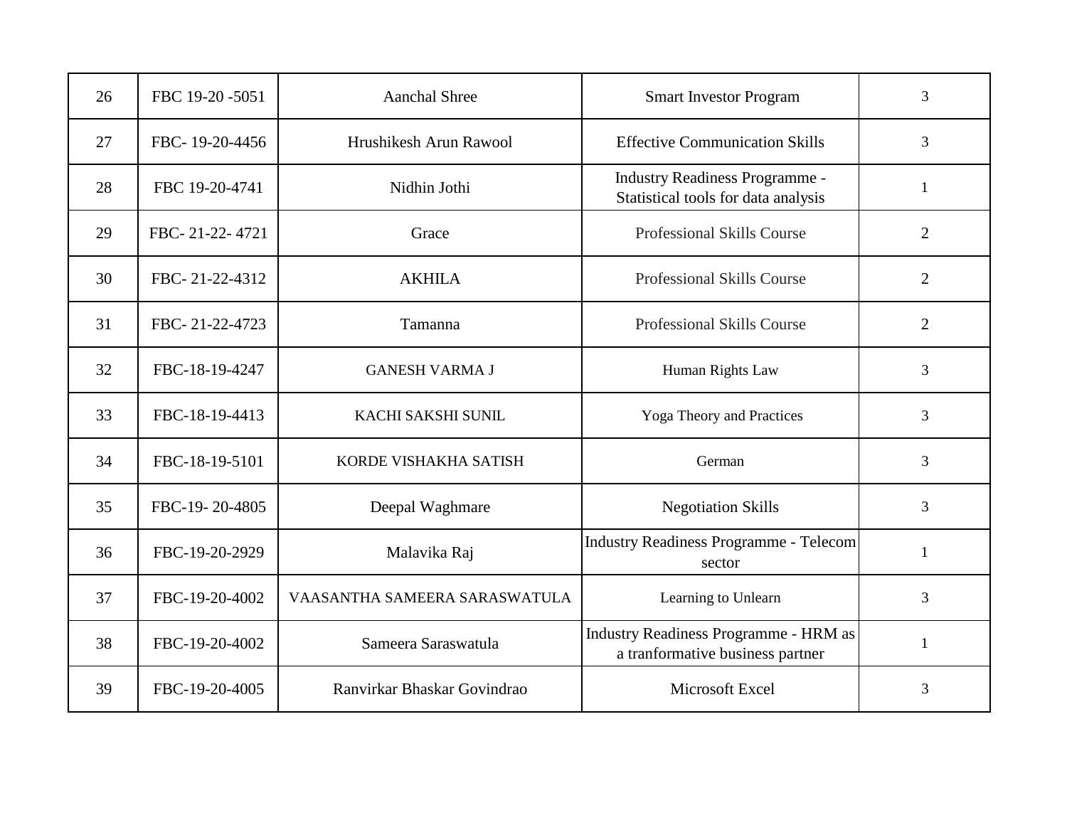| 26 | FBC 19-20 -5051 | Aanchal Shree | Smart Investor Program | 3 |
|---|---|---|---|---|
| 27 | FBC- 19-20-4456 | Hrushikesh Arun Rawool | Effective Communication Skills | 3 |
| 28 | FBC 19-20-4741 | Nidhin Jothi | Industry Readiness Programme - Statistical tools for data analysis | 1 |
| 29 | FBC- 21-22- 4721 | Grace | Professional Skills Course | 2 |
| 30 | FBC- 21-22-4312 | AKHILA | Professional Skills Course | 2 |
| 31 | FBC- 21-22-4723 | Tamanna | Professional Skills Course | 2 |
| 32 | FBC-18-19-4247 | GANESH VARMA J | Human Rights Law | 3 |
| 33 | FBC-18-19-4413 | KACHI SAKSHI SUNIL | Yoga Theory and Practices | 3 |
| 34 | FBC-18-19-5101 | KORDE VISHAKHA SATISH | German | 3 |
| 35 | FBC-19- 20-4805 | Deepal Waghmare | Negotiation Skills | 3 |
| 36 | FBC-19-20-2929 | Malavika Raj | Industry Readiness Programme - Telecom sector | 1 |
| 37 | FBC-19-20-4002 | VAASANTHA SAMEERA SARASWATULA | Learning to Unlearn | 3 |
| 38 | FBC-19-20-4002 | Sameera Saraswatula | Industry Readiness Programme - HRM as a tranformative business partner | 1 |
| 39 | FBC-19-20-4005 | Ranvirkar Bhaskar Govindrao | Microsoft Excel | 3 |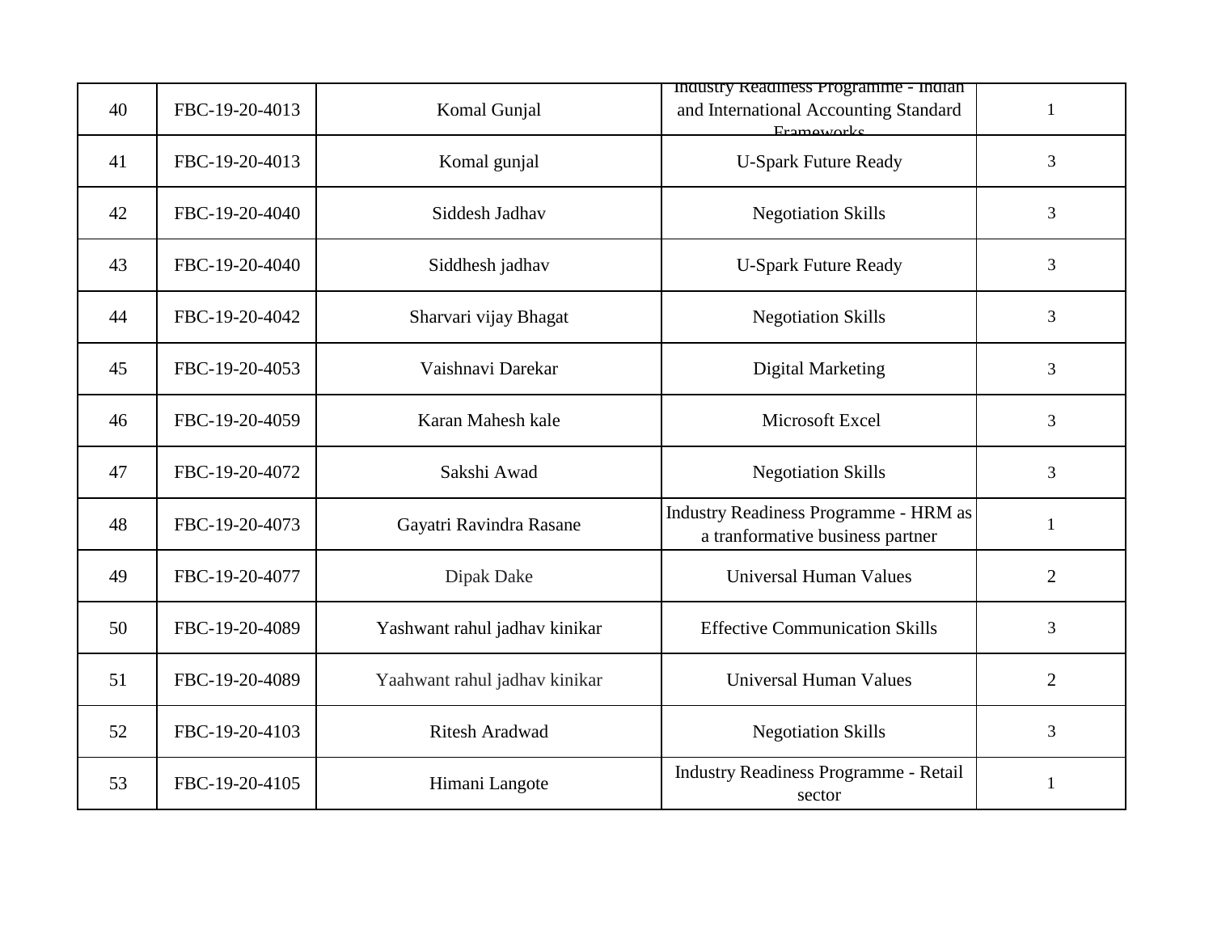| 40 | FBC-19-20-4013 | Komal Gunjal | Industry Readiness Programme - Indian and International Accounting Standard Frameworks | 1 |
|---|---|---|---|---|
| 41 | FBC-19-20-4013 | Komal gunjal | U-Spark Future Ready | 3 |
| 42 | FBC-19-20-4040 | Siddesh Jadhav | Negotiation Skills | 3 |
| 43 | FBC-19-20-4040 | Siddhesh jadhav | U-Spark Future Ready | 3 |
| 44 | FBC-19-20-4042 | Sharvari vijay Bhagat | Negotiation Skills | 3 |
| 45 | FBC-19-20-4053 | Vaishnavi Darekar | Digital Marketing | 3 |
| 46 | FBC-19-20-4059 | Karan Mahesh kale | Microsoft Excel | 3 |
| 47 | FBC-19-20-4072 | Sakshi Awad | Negotiation Skills | 3 |
| 48 | FBC-19-20-4073 | Gayatri Ravindra Rasane | Industry Readiness Programme - HRM as a tranformative business partner | 1 |
| 49 | FBC-19-20-4077 | Dipak Dake | Universal Human Values | 2 |
| 50 | FBC-19-20-4089 | Yashwant rahul jadhav kinikar | Effective Communication Skills | 3 |
| 51 | FBC-19-20-4089 | Yaahwant rahul jadhav kinikar | Universal Human Values | 2 |
| 52 | FBC-19-20-4103 | Ritesh Aradwad | Negotiation Skills | 3 |
| 53 | FBC-19-20-4105 | Himani Langote | Industry Readiness Programme - Retail sector | 1 |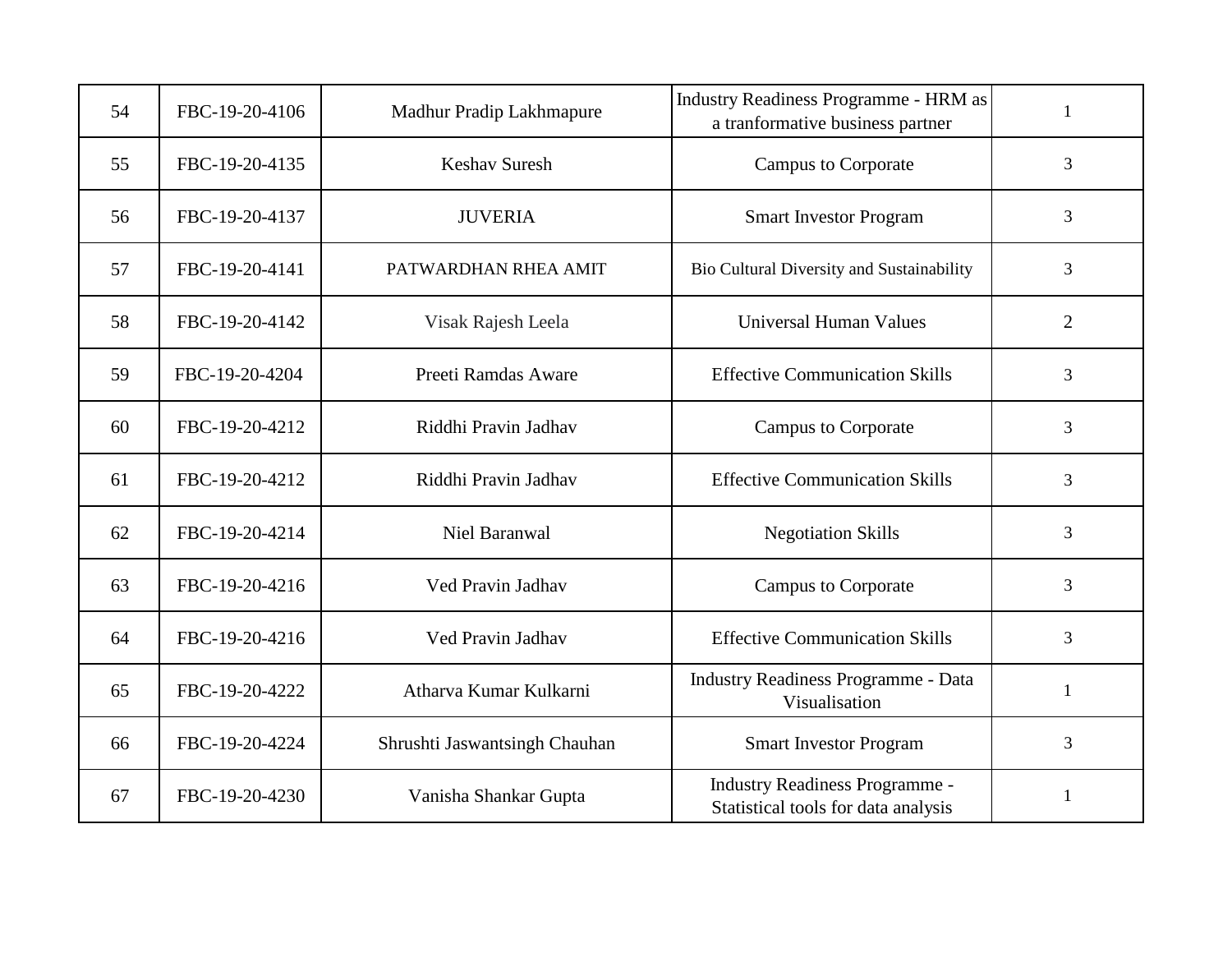| | | | | |
|---|---|---|---|---|
| 54 | FBC-19-20-4106 | Madhur Pradip Lakhmapure | Industry Readiness Programme - HRM as a tranformative business partner | 1 |
| 55 | FBC-19-20-4135 | Keshav Suresh | Campus to Corporate | 3 |
| 56 | FBC-19-20-4137 | JUVERIA | Smart Investor Program | 3 |
| 57 | FBC-19-20-4141 | PATWARDHAN RHEA AMIT | Bio Cultural Diversity and Sustainability | 3 |
| 58 | FBC-19-20-4142 | Visak Rajesh Leela | Universal Human Values | 2 |
| 59 | FBC-19-20-4204 | Preeti Ramdas Aware | Effective Communication Skills | 3 |
| 60 | FBC-19-20-4212 | Riddhi Pravin Jadhav | Campus to Corporate | 3 |
| 61 | FBC-19-20-4212 | Riddhi Pravin Jadhav | Effective Communication Skills | 3 |
| 62 | FBC-19-20-4214 | Niel Baranwal | Negotiation Skills | 3 |
| 63 | FBC-19-20-4216 | Ved Pravin Jadhav | Campus to Corporate | 3 |
| 64 | FBC-19-20-4216 | Ved Pravin Jadhav | Effective Communication Skills | 3 |
| 65 | FBC-19-20-4222 | Atharva Kumar Kulkarni | Industry Readiness Programme - Data Visualisation | 1 |
| 66 | FBC-19-20-4224 | Shrushti Jaswantsingh Chauhan | Smart Investor Program | 3 |
| 67 | FBC-19-20-4230 | Vanisha Shankar Gupta | Industry Readiness Programme - Statistical tools for data analysis | 1 |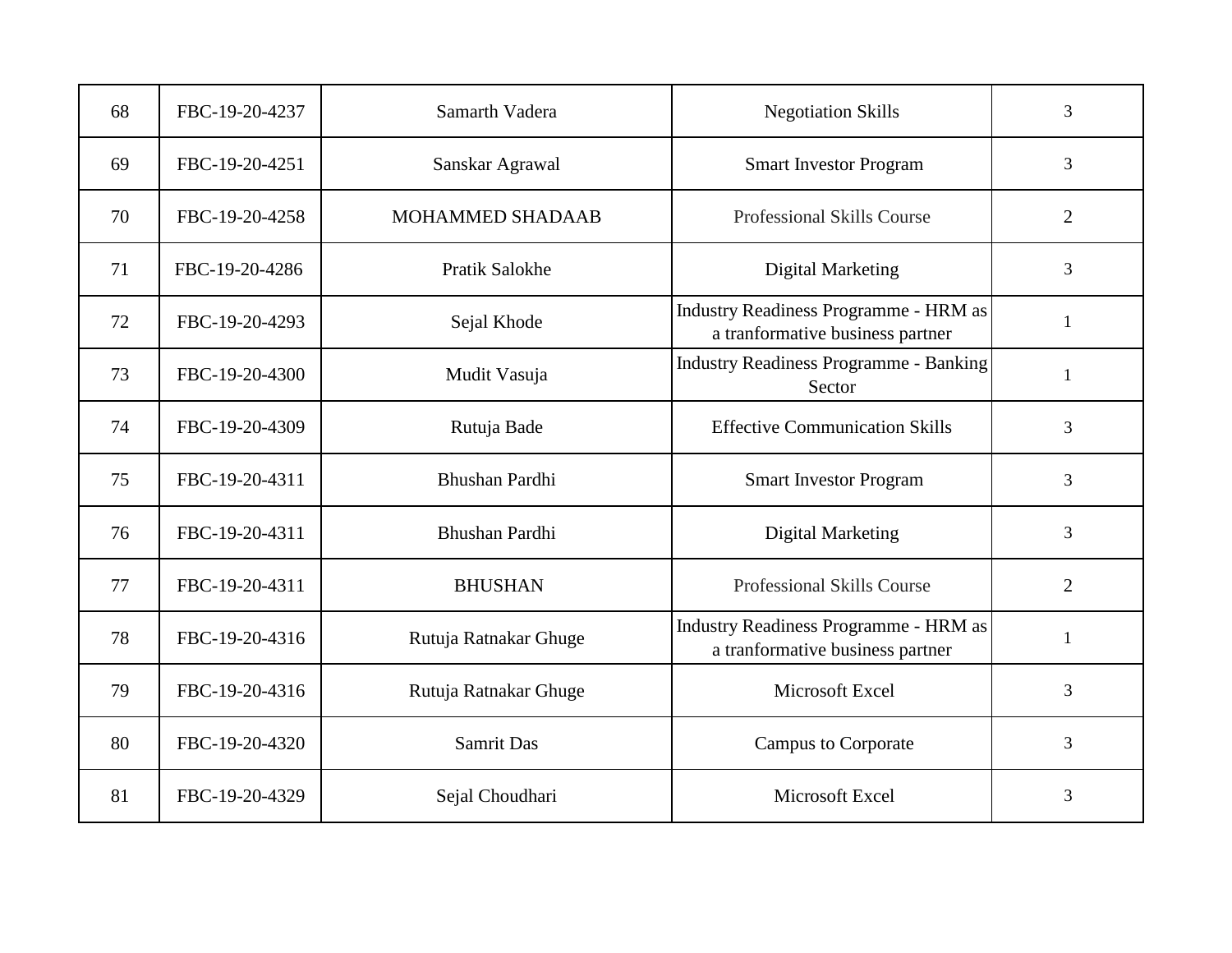| 68 | FBC-19-20-4237 | Samarth Vadera | Negotiation Skills | 3 |
|---|---|---|---|---|
| 69 | FBC-19-20-4251 | Sanskar Agrawal | Smart Investor Program | 3 |
| 70 | FBC-19-20-4258 | MOHAMMED SHADAAB | Professional Skills Course | 2 |
| 71 | FBC-19-20-4286 | Pratik Salokhe | Digital Marketing | 3 |
| 72 | FBC-19-20-4293 | Sejal Khode | Industry Readiness Programme - HRM as a tranformative business partner | 1 |
| 73 | FBC-19-20-4300 | Mudit Vasuja | Industry Readiness Programme - Banking Sector | 1 |
| 74 | FBC-19-20-4309 | Rutuja Bade | Effective Communication Skills | 3 |
| 75 | FBC-19-20-4311 | Bhushan Pardhi | Smart Investor Program | 3 |
| 76 | FBC-19-20-4311 | Bhushan Pardhi | Digital Marketing | 3 |
| 77 | FBC-19-20-4311 | BHUSHAN | Professional Skills Course | 2 |
| 78 | FBC-19-20-4316 | Rutuja Ratnakar Ghuge | Industry Readiness Programme - HRM as a tranformative business partner | 1 |
| 79 | FBC-19-20-4316 | Rutuja Ratnakar Ghuge | Microsoft Excel | 3 |
| 80 | FBC-19-20-4320 | Samrit Das | Campus to Corporate | 3 |
| 81 | FBC-19-20-4329 | Sejal Choudhari | Microsoft Excel | 3 |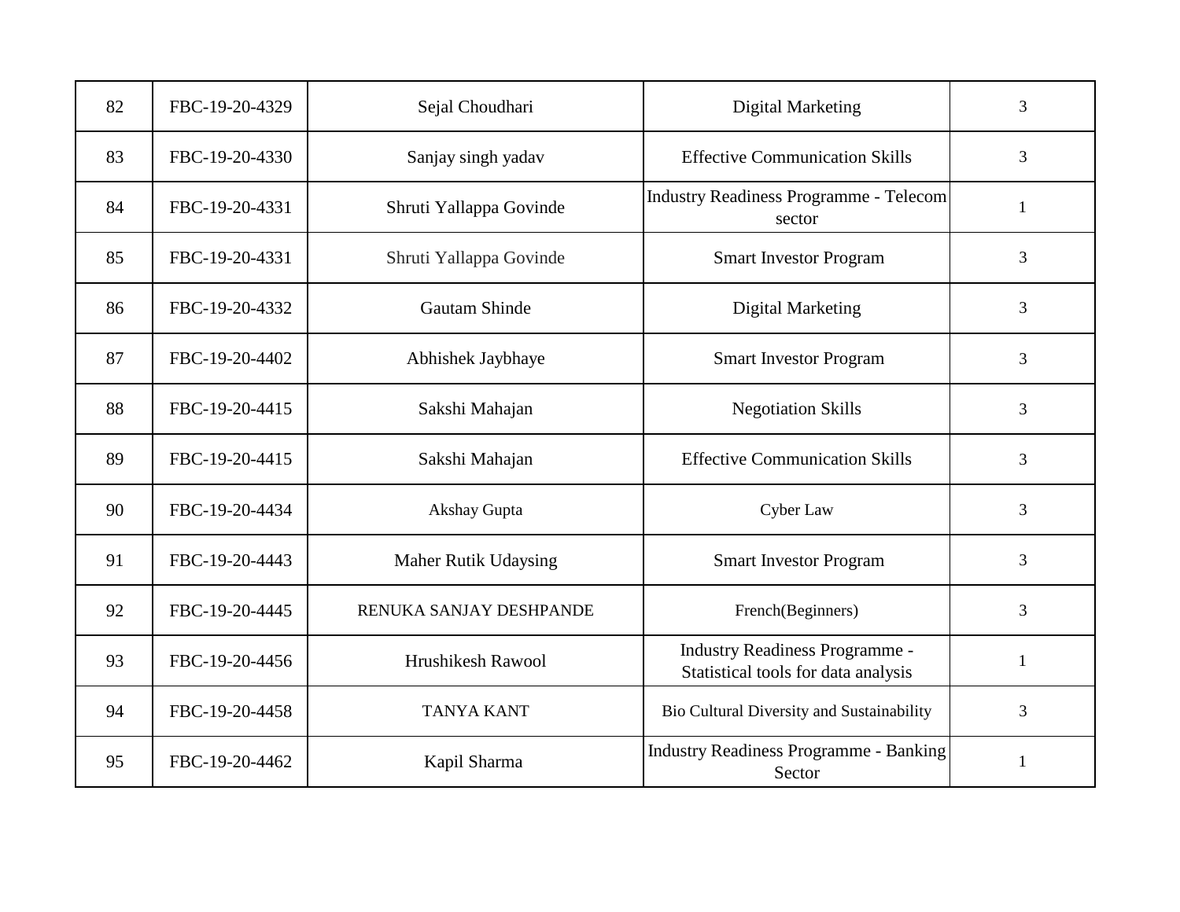| 82 | FBC-19-20-4329 | Sejal Choudhari | Digital Marketing | 3 |
|---|---|---|---|---|
| 83 | FBC-19-20-4330 | Sanjay singh yadav | Effective Communication Skills | 3 |
| 84 | FBC-19-20-4331 | Shruti Yallappa Govinde | Industry Readiness Programme - Telecom sector | 1 |
| 85 | FBC-19-20-4331 | Shruti Yallappa Govinde | Smart Investor Program | 3 |
| 86 | FBC-19-20-4332 | Gautam Shinde | Digital Marketing | 3 |
| 87 | FBC-19-20-4402 | Abhishek Jaybhaye | Smart Investor Program | 3 |
| 88 | FBC-19-20-4415 | Sakshi Mahajan | Negotiation Skills | 3 |
| 89 | FBC-19-20-4415 | Sakshi Mahajan | Effective Communication Skills | 3 |
| 90 | FBC-19-20-4434 | Akshay Gupta | Cyber Law | 3 |
| 91 | FBC-19-20-4443 | Maher Rutik Udaysing | Smart Investor Program | 3 |
| 92 | FBC-19-20-4445 | RENUKA SANJAY DESHPANDE | French(Beginners) | 3 |
| 93 | FBC-19-20-4456 | Hrushikesh Rawool | Industry Readiness Programme - Statistical tools for data analysis | 1 |
| 94 | FBC-19-20-4458 | TANYA KANT | Bio Cultural Diversity and Sustainability | 3 |
| 95 | FBC-19-20-4462 | Kapil Sharma | Industry Readiness Programme - Banking Sector | 1 |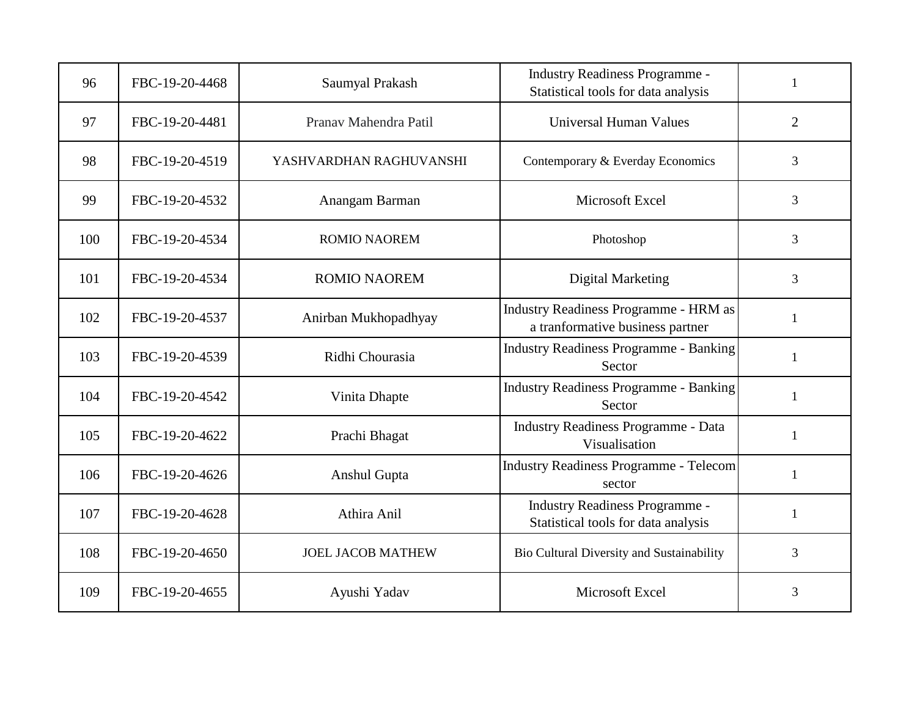| 96 | FBC-19-20-4468 | Saumyal Prakash | Industry Readiness Programme - Statistical tools for data analysis | 1 |
|---|---|---|---|---|
| 97 | FBC-19-20-4481 | Pranav Mahendra Patil | Universal Human Values | 2 |
| 98 | FBC-19-20-4519 | YASHVARDHAN RAGHUVANSHI | Contemporary & Everday Economics | 3 |
| 99 | FBC-19-20-4532 | Anangam Barman | Microsoft Excel | 3 |
| 100 | FBC-19-20-4534 | ROMIO NAOREM | Photoshop | 3 |
| 101 | FBC-19-20-4534 | ROMIO NAOREM | Digital Marketing | 3 |
| 102 | FBC-19-20-4537 | Anirban Mukhopadhyay | Industry Readiness Programme - HRM as a tranformative business partner | 1 |
| 103 | FBC-19-20-4539 | Ridhi Chourasia | Industry Readiness Programme - Banking Sector | 1 |
| 104 | FBC-19-20-4542 | Vinita Dhapte | Industry Readiness Programme - Banking Sector | 1 |
| 105 | FBC-19-20-4622 | Prachi Bhagat | Industry Readiness Programme - Data Visualisation | 1 |
| 106 | FBC-19-20-4626 | Anshul Gupta | Industry Readiness Programme - Telecom sector | 1 |
| 107 | FBC-19-20-4628 | Athira Anil | Industry Readiness Programme - Statistical tools for data analysis | 1 |
| 108 | FBC-19-20-4650 | JOEL JACOB MATHEW | Bio Cultural Diversity and Sustainability | 3 |
| 109 | FBC-19-20-4655 | Ayushi Yadav | Microsoft Excel | 3 |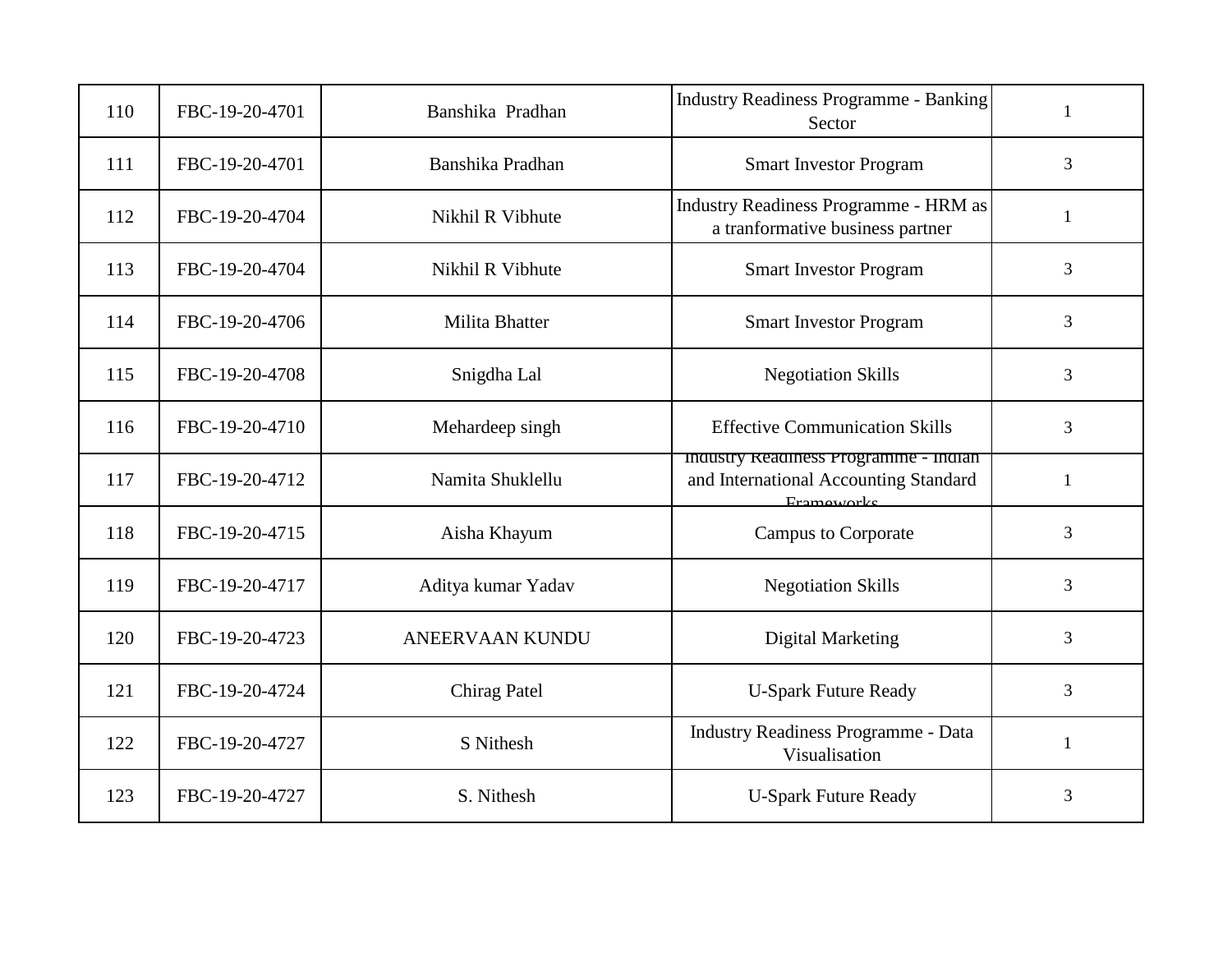| 110 | FBC-19-20-4701 | Banshika  Pradhan | Industry Readiness Programme - Banking Sector | 1 |
|---|---|---|---|---|
| 111 | FBC-19-20-4701 | Banshika Pradhan | Smart Investor Program | 3 |
| 112 | FBC-19-20-4704 | Nikhil R Vibhute | Industry Readiness Programme - HRM as a tranformative business partner | 1 |
| 113 | FBC-19-20-4704 | Nikhil R Vibhute | Smart Investor Program | 3 |
| 114 | FBC-19-20-4706 | Milita Bhatter | Smart Investor Program | 3 |
| 115 | FBC-19-20-4708 | Snigdha Lal | Negotiation Skills | 3 |
| 116 | FBC-19-20-4710 | Mehardeep singh | Effective Communication Skills | 3 |
| 117 | FBC-19-20-4712 | Namita Shuklellu | Industry Readiness Programme - Indian and International Accounting Standard Frameworks | 1 |
| 118 | FBC-19-20-4715 | Aisha Khayum | Campus to Corporate | 3 |
| 119 | FBC-19-20-4717 | Aditya kumar Yadav | Negotiation Skills | 3 |
| 120 | FBC-19-20-4723 | ANEERVAAN KUNDU | Digital Marketing | 3 |
| 121 | FBC-19-20-4724 | Chirag Patel | U-Spark Future Ready | 3 |
| 122 | FBC-19-20-4727 | S Nithesh | Industry Readiness Programme - Data Visualisation | 1 |
| 123 | FBC-19-20-4727 | S. Nithesh | U-Spark Future Ready | 3 |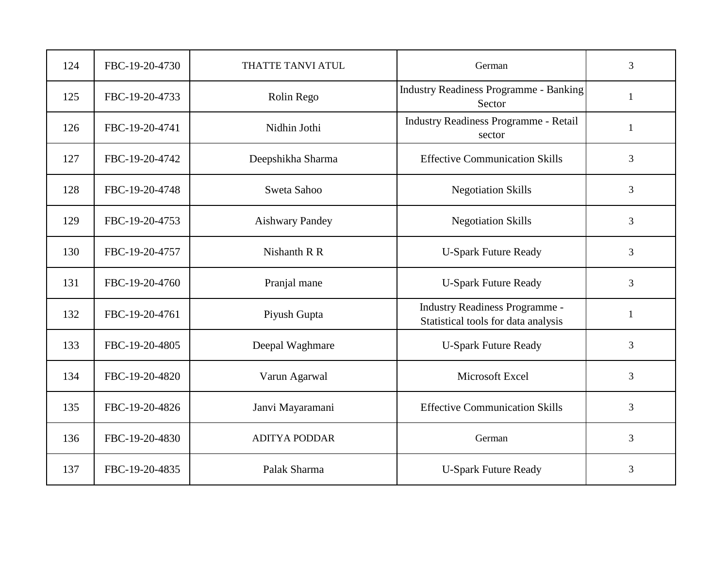| 124 | FBC-19-20-4730 | THATTE TANVI ATUL | German | 3 |
|---|---|---|---|---|
| 125 | FBC-19-20-4733 | Rolin Rego | Industry Readiness Programme - Banking Sector | 1 |
| 126 | FBC-19-20-4741 | Nidhin Jothi | Industry Readiness Programme - Retail sector | 1 |
| 127 | FBC-19-20-4742 | Deepshikha Sharma | Effective Communication Skills | 3 |
| 128 | FBC-19-20-4748 | Sweta Sahoo | Negotiation Skills | 3 |
| 129 | FBC-19-20-4753 | Aishwary Pandey | Negotiation Skills | 3 |
| 130 | FBC-19-20-4757 | Nishanth R R | U-Spark Future Ready | 3 |
| 131 | FBC-19-20-4760 | Pranjal mane | U-Spark Future Ready | 3 |
| 132 | FBC-19-20-4761 | Piyush Gupta | Industry Readiness Programme - Statistical tools for data analysis | 1 |
| 133 | FBC-19-20-4805 | Deepal Waghmare | U-Spark Future Ready | 3 |
| 134 | FBC-19-20-4820 | Varun Agarwal | Microsoft Excel | 3 |
| 135 | FBC-19-20-4826 | Janvi Mayaramani | Effective Communication Skills | 3 |
| 136 | FBC-19-20-4830 | ADITYA PODDAR | German | 3 |
| 137 | FBC-19-20-4835 | Palak Sharma | U-Spark Future Ready | 3 |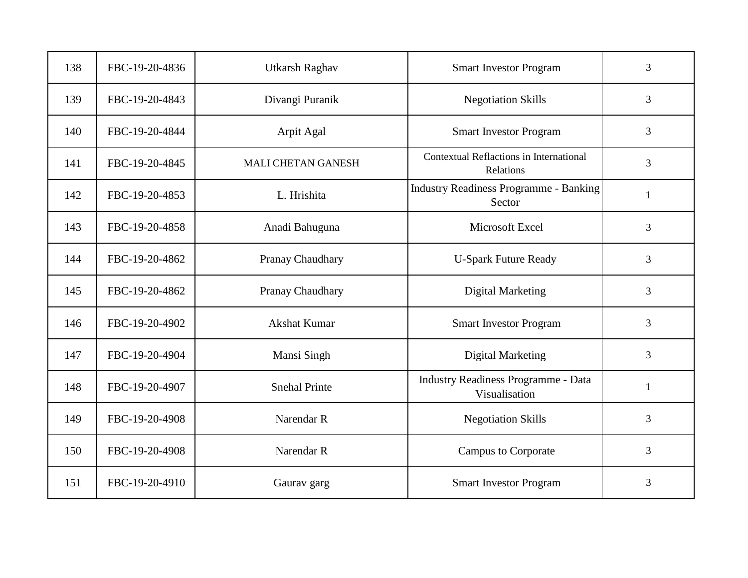| 138 | FBC-19-20-4836 | Utkarsh Raghav | Smart Investor Program | 3 |
|---|---|---|---|---|
| 139 | FBC-19-20-4843 | Divangi Puranik | Negotiation Skills | 3 |
| 140 | FBC-19-20-4844 | Arpit Agal | Smart Investor Program | 3 |
| 141 | FBC-19-20-4845 | MALI CHETAN GANESH | Contextual Reflactions in International Relations | 3 |
| 142 | FBC-19-20-4853 | L. Hrishita | Industry Readiness Programme - Banking Sector | 1 |
| 143 | FBC-19-20-4858 | Anadi Bahuguna | Microsoft Excel | 3 |
| 144 | FBC-19-20-4862 | Pranay Chaudhary | U-Spark Future Ready | 3 |
| 145 | FBC-19-20-4862 | Pranay Chaudhary | Digital Marketing | 3 |
| 146 | FBC-19-20-4902 | Akshat Kumar | Smart Investor Program | 3 |
| 147 | FBC-19-20-4904 | Mansi Singh | Digital Marketing | 3 |
| 148 | FBC-19-20-4907 | Snehal Printe | Industry Readiness Programme - Data Visualisation | 1 |
| 149 | FBC-19-20-4908 | Narendar R | Negotiation Skills | 3 |
| 150 | FBC-19-20-4908 | Narendar R | Campus to Corporate | 3 |
| 151 | FBC-19-20-4910 | Gaurav garg | Smart Investor Program | 3 |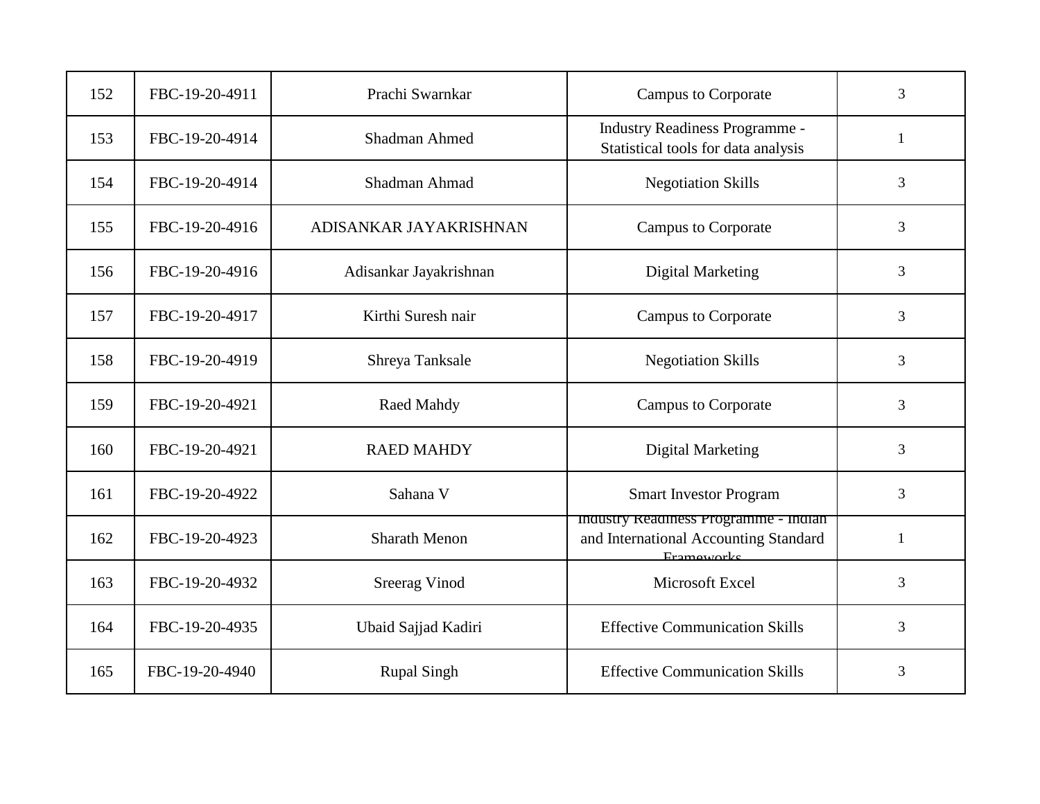| 152 | FBC-19-20-4911 | Prachi Swarnkar | Campus to Corporate | 3 |
|---|---|---|---|---|
| 153 | FBC-19-20-4914 | Shadman Ahmed | Industry Readiness Programme - Statistical tools for data analysis | 1 |
| 154 | FBC-19-20-4914 | Shadman Ahmad | Negotiation Skills | 3 |
| 155 | FBC-19-20-4916 | ADISANKAR JAYAKRISHNAN | Campus to Corporate | 3 |
| 156 | FBC-19-20-4916 | Adisankar Jayakrishnan | Digital Marketing | 3 |
| 157 | FBC-19-20-4917 | Kirthi Suresh nair | Campus to Corporate | 3 |
| 158 | FBC-19-20-4919 | Shreya Tanksale | Negotiation Skills | 3 |
| 159 | FBC-19-20-4921 | Raed Mahdy | Campus to Corporate | 3 |
| 160 | FBC-19-20-4921 | RAED MAHDY | Digital Marketing | 3 |
| 161 | FBC-19-20-4922 | Sahana V | Smart Investor Program | 3 |
| 162 | FBC-19-20-4923 | Sharath Menon | Industry Readiness Programme - Indian and International Accounting Standard Frameworks | 1 |
| 163 | FBC-19-20-4932 | Sreerag Vinod | Microsoft Excel | 3 |
| 164 | FBC-19-20-4935 | Ubaid Sajjad Kadiri | Effective Communication Skills | 3 |
| 165 | FBC-19-20-4940 | Rupal Singh | Effective Communication Skills | 3 |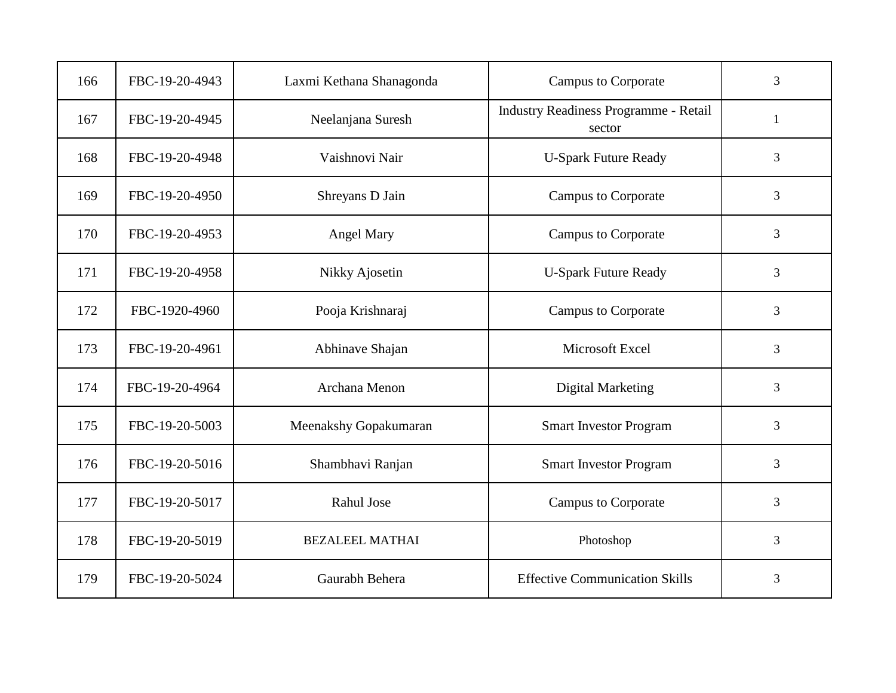| 166 | FBC-19-20-4943 | Laxmi Kethana Shanagonda | Campus to Corporate | 3 |
|---|---|---|---|---|
| 167 | FBC-19-20-4945 | Neelanjana Suresh | Industry Readiness Programme - Retail sector | 1 |
| 168 | FBC-19-20-4948 | Vaishnovi Nair | U-Spark Future Ready | 3 |
| 169 | FBC-19-20-4950 | Shreyans D Jain | Campus to Corporate | 3 |
| 170 | FBC-19-20-4953 | Angel Mary | Campus to Corporate | 3 |
| 171 | FBC-19-20-4958 | Nikky Ajosetin | U-Spark Future Ready | 3 |
| 172 | FBC-1920-4960 | Pooja Krishnaraj | Campus to Corporate | 3 |
| 173 | FBC-19-20-4961 | Abhinave Shajan | Microsoft Excel | 3 |
| 174 | FBC-19-20-4964 | Archana Menon | Digital Marketing | 3 |
| 175 | FBC-19-20-5003 | Meenakshy Gopakumaran | Smart Investor Program | 3 |
| 176 | FBC-19-20-5016 | Shambhavi Ranjan | Smart Investor Program | 3 |
| 177 | FBC-19-20-5017 | Rahul Jose | Campus to Corporate | 3 |
| 178 | FBC-19-20-5019 | BEZALEEL MATHAI | Photoshop | 3 |
| 179 | FBC-19-20-5024 | Gaurabh Behera | Effective Communication Skills | 3 |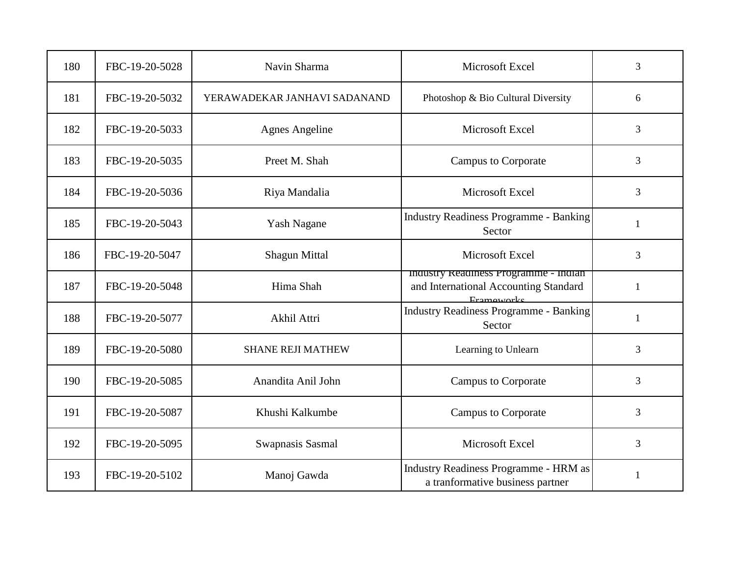| 180 | FBC-19-20-5028 | Navin Sharma | Microsoft Excel | 3 |
|---|---|---|---|---|
| 181 | FBC-19-20-5032 | YERAWADEKAR JANHAVI SADANAND | Photoshop & Bio Cultural Diversity | 6 |
| 182 | FBC-19-20-5033 | Agnes Angeline | Microsoft Excel | 3 |
| 183 | FBC-19-20-5035 | Preet M. Shah | Campus to Corporate | 3 |
| 184 | FBC-19-20-5036 | Riya Mandalia | Microsoft Excel | 3 |
| 185 | FBC-19-20-5043 | Yash Nagane | Industry Readiness Programme - Banking Sector | 1 |
| 186 | FBC-19-20-5047 | Shagun Mittal | Microsoft Excel | 3 |
| 187 | FBC-19-20-5048 | Hima Shah | Industry Readiness Programme - Indian and International Accounting Standard Frameworks | 1 |
| 188 | FBC-19-20-5077 | Akhil Attri | Industry Readiness Programme - Banking Sector | 1 |
| 189 | FBC-19-20-5080 | SHANE REJI MATHEW | Learning to Unlearn | 3 |
| 190 | FBC-19-20-5085 | Anandita Anil John | Campus to Corporate | 3 |
| 191 | FBC-19-20-5087 | Khushi Kalkumbe | Campus to Corporate | 3 |
| 192 | FBC-19-20-5095 | Swapnasis Sasmal | Microsoft Excel | 3 |
| 193 | FBC-19-20-5102 | Manoj Gawda | Industry Readiness Programme - HRM as a tranformative business partner | 1 |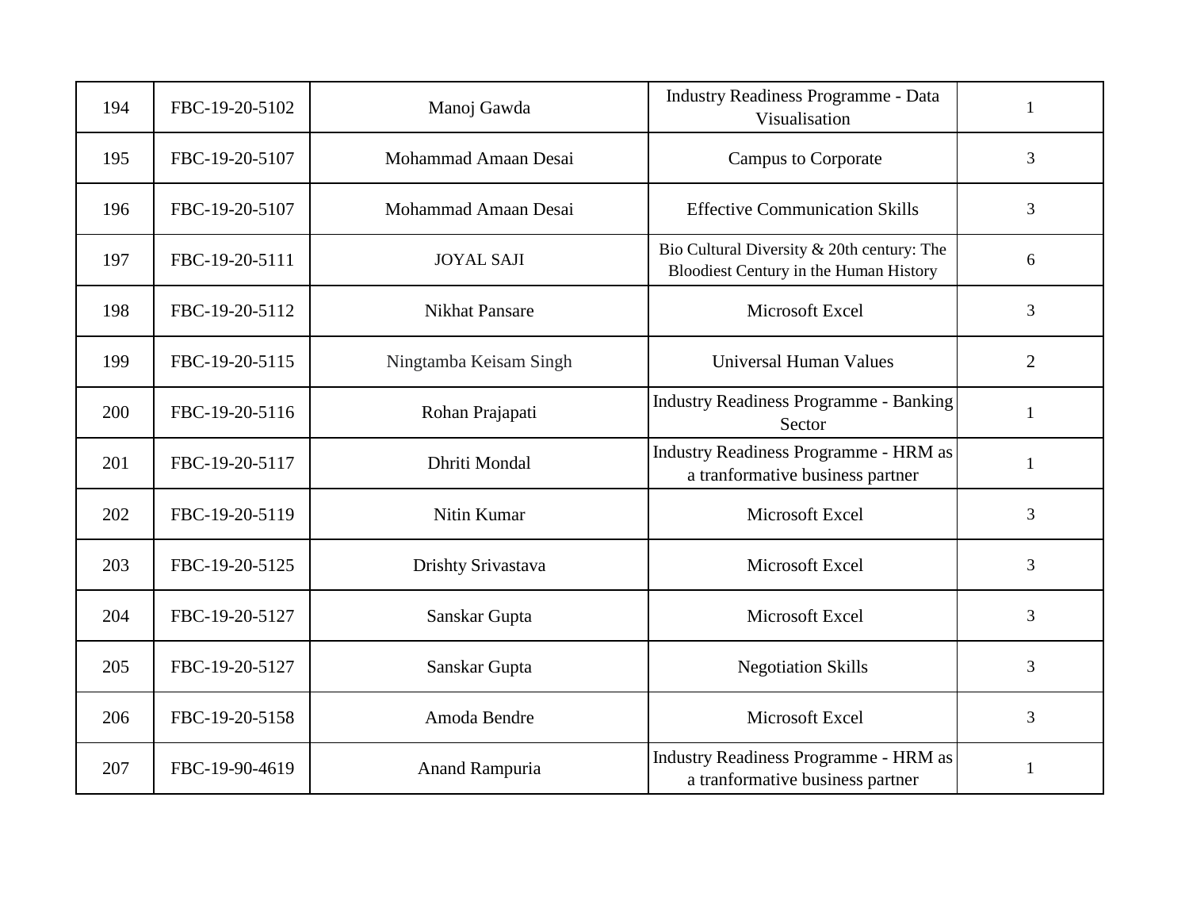| 194 | FBC-19-20-5102 | Manoj Gawda | Industry Readiness Programme - Data Visualisation | 1 |
|---|---|---|---|---|
| 195 | FBC-19-20-5107 | Mohammad Amaan Desai | Campus to Corporate | 3 |
| 196 | FBC-19-20-5107 | Mohammad Amaan Desai | Effective Communication Skills | 3 |
| 197 | FBC-19-20-5111 | JOYAL SAJI | Bio Cultural Diversity & 20th century: The Bloodiest Century in the Human History | 6 |
| 198 | FBC-19-20-5112 | Nikhat Pansare | Microsoft Excel | 3 |
| 199 | FBC-19-20-5115 | Ningtamba Keisam Singh | Universal Human Values | 2 |
| 200 | FBC-19-20-5116 | Rohan Prajapati | Industry Readiness Programme - Banking Sector | 1 |
| 201 | FBC-19-20-5117 | Dhriti Mondal | Industry Readiness Programme - HRM as a tranformative business partner | 1 |
| 202 | FBC-19-20-5119 | Nitin Kumar | Microsoft Excel | 3 |
| 203 | FBC-19-20-5125 | Drishty Srivastava | Microsoft Excel | 3 |
| 204 | FBC-19-20-5127 | Sanskar Gupta | Microsoft Excel | 3 |
| 205 | FBC-19-20-5127 | Sanskar Gupta | Negotiation Skills | 3 |
| 206 | FBC-19-20-5158 | Amoda Bendre | Microsoft Excel | 3 |
| 207 | FBC-19-90-4619 | Anand Rampuria | Industry Readiness Programme - HRM as a tranformative business partner | 1 |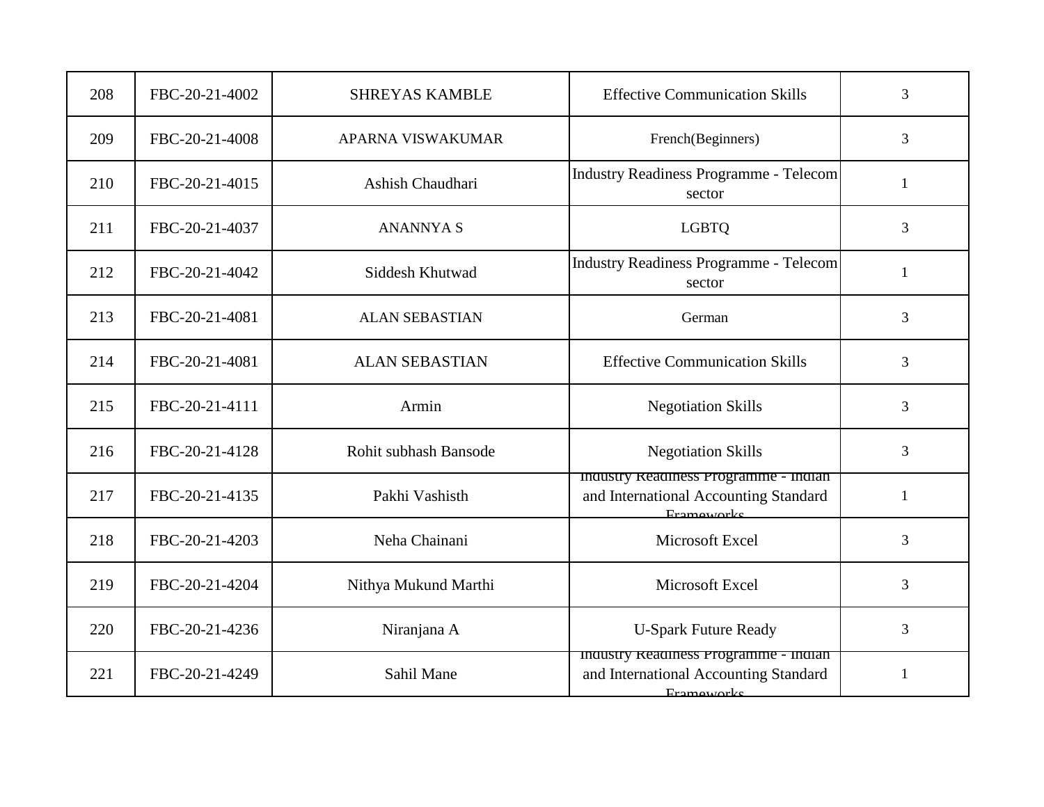| 208 | FBC-20-21-4002 | SHREYAS KAMBLE | Effective Communication Skills | 3 |
|---|---|---|---|---|
| 209 | FBC-20-21-4008 | APARNA VISWAKUMAR | French(Beginners) | 3 |
| 210 | FBC-20-21-4015 | Ashish Chaudhari | Industry Readiness Programme - Telecom sector | 1 |
| 211 | FBC-20-21-4037 | ANANNYA S | LGBTQ | 3 |
| 212 | FBC-20-21-4042 | Siddesh Khutwad | Industry Readiness Programme - Telecom sector | 1 |
| 213 | FBC-20-21-4081 | ALAN SEBASTIAN | German | 3 |
| 214 | FBC-20-21-4081 | ALAN SEBASTIAN | Effective Communication Skills | 3 |
| 215 | FBC-20-21-4111 | Armin | Negotiation Skills | 3 |
| 216 | FBC-20-21-4128 | Rohit subhash Bansode | Negotiation Skills | 3 |
| 217 | FBC-20-21-4135 | Pakhi Vashisth | Industry Readiness Programme - Indian and International Accounting Standard Frameworks | 1 |
| 218 | FBC-20-21-4203 | Neha Chainani | Microsoft Excel | 3 |
| 219 | FBC-20-21-4204 | Nithya Mukund Marthi | Microsoft Excel | 3 |
| 220 | FBC-20-21-4236 | Niranjana A | U-Spark Future Ready | 3 |
| 221 | FBC-20-21-4249 | Sahil Mane | Industry Readiness Programme - Indian and International Accounting Standard Frameworks | 1 |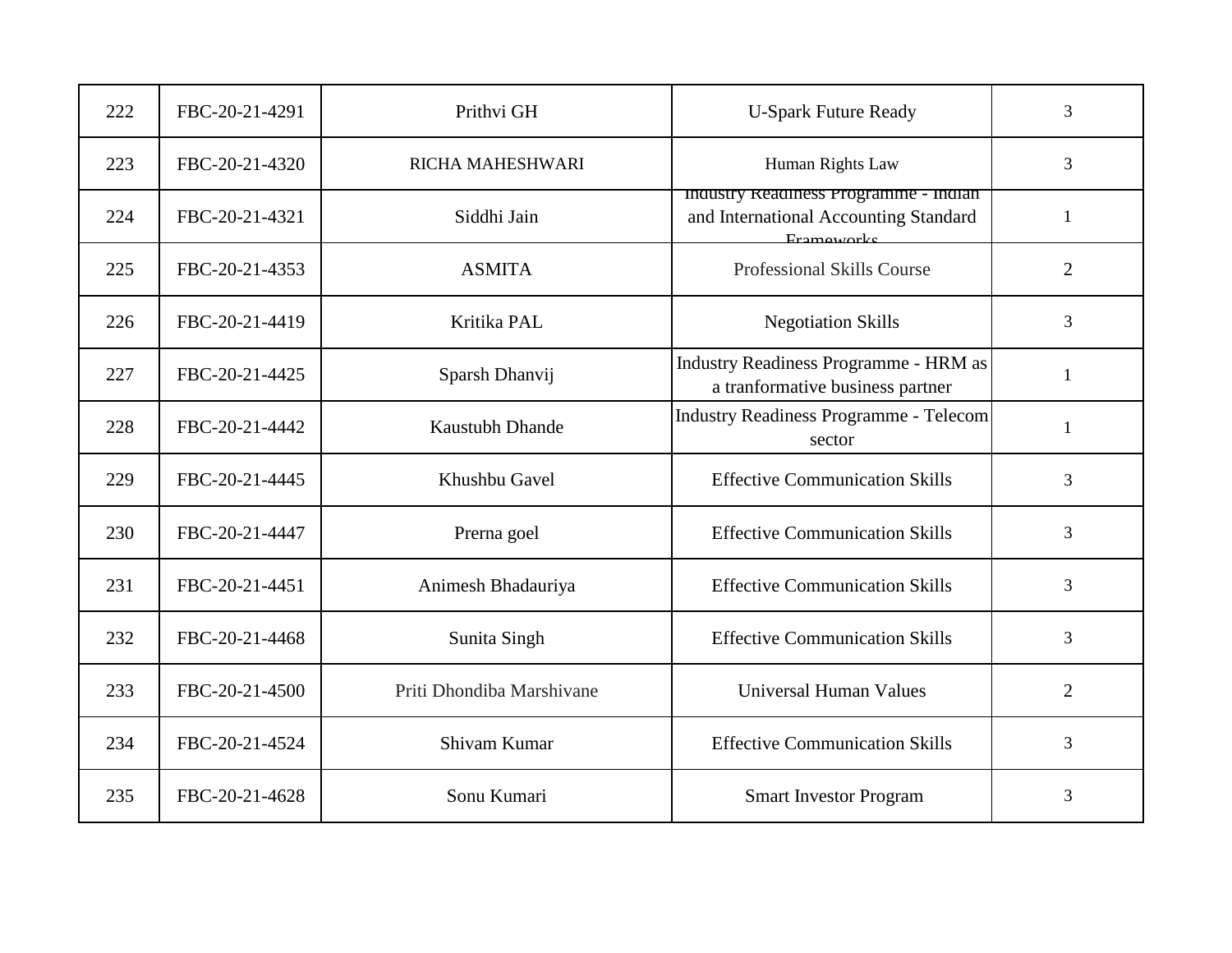| 222 | FBC-20-21-4291 | Prithvi GH | U-Spark Future Ready | 3 |
|---|---|---|---|---|
| 223 | FBC-20-21-4320 | RICHA MAHESHWARI | Human Rights Law | 3 |
| 224 | FBC-20-21-4321 | Siddhi Jain | Industry Readiness Programme - Indian and International Accounting Standard Frameworks | 1 |
| 225 | FBC-20-21-4353 | ASMITA | Professional Skills Course | 2 |
| 226 | FBC-20-21-4419 | Kritika PAL | Negotiation Skills | 3 |
| 227 | FBC-20-21-4425 | Sparsh Dhanvij | Industry Readiness Programme - HRM as a tranformative business partner | 1 |
| 228 | FBC-20-21-4442 | Kaustubh Dhande | Industry Readiness Programme - Telecom sector | 1 |
| 229 | FBC-20-21-4445 | Khushbu Gavel | Effective Communication Skills | 3 |
| 230 | FBC-20-21-4447 | Prerna goel | Effective Communication Skills | 3 |
| 231 | FBC-20-21-4451 | Animesh Bhadauriya | Effective Communication Skills | 3 |
| 232 | FBC-20-21-4468 | Sunita Singh | Effective Communication Skills | 3 |
| 233 | FBC-20-21-4500 | Priti Dhondiba Marshivane | Universal Human Values | 2 |
| 234 | FBC-20-21-4524 | Shivam Kumar | Effective Communication Skills | 3 |
| 235 | FBC-20-21-4628 | Sonu Kumari | Smart Investor Program | 3 |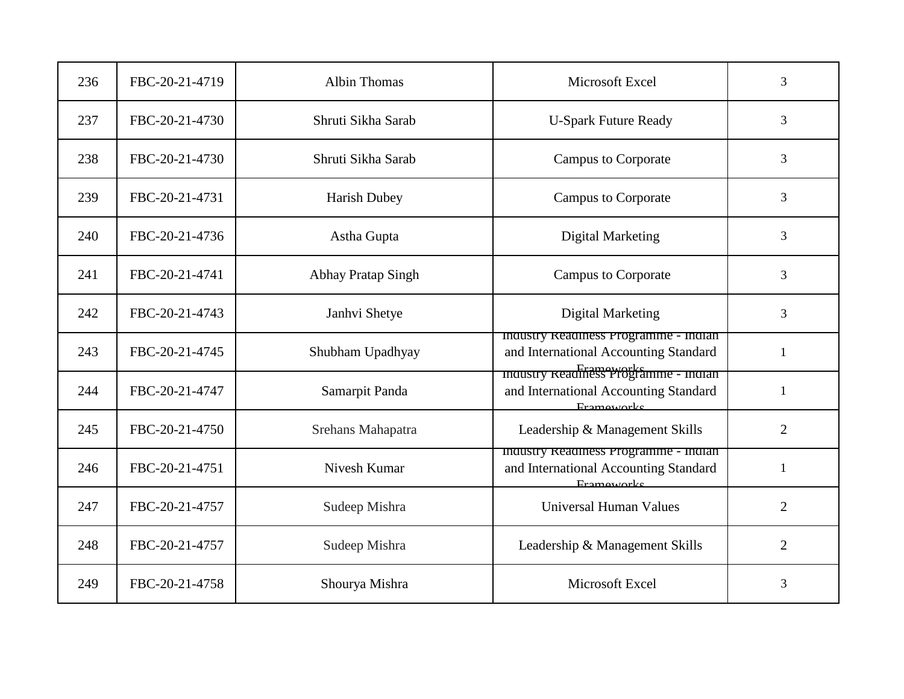| 236 | FBC-20-21-4719 | Albin Thomas | Microsoft Excel | 3 |
|---|---|---|---|---|
| 237 | FBC-20-21-4730 | Shruti Sikha Sarab | U-Spark Future Ready | 3 |
| 238 | FBC-20-21-4730 | Shruti Sikha Sarab | Campus to Corporate | 3 |
| 239 | FBC-20-21-4731 | Harish Dubey | Campus to Corporate | 3 |
| 240 | FBC-20-21-4736 | Astha Gupta | Digital Marketing | 3 |
| 241 | FBC-20-21-4741 | Abhay Pratap Singh | Campus to Corporate | 3 |
| 242 | FBC-20-21-4743 | Janhvi Shetye | Digital Marketing | 3 |
| 243 | FBC-20-21-4745 | Shubham Upadhyay | Industry Readiness Programme - Indian and International Accounting Standard Frameworks | 1 |
| 244 | FBC-20-21-4747 | Samarpit Panda | Industry Readiness Programme - Indian and International Accounting Standard Frameworks | 1 |
| 245 | FBC-20-21-4750 | Srehans Mahapatra | Leadership & Management Skills | 2 |
| 246 | FBC-20-21-4751 | Nivesh Kumar | Industry Readiness Programme - Indian and International Accounting Standard Frameworks | 1 |
| 247 | FBC-20-21-4757 | Sudeep Mishra | Universal Human Values | 2 |
| 248 | FBC-20-21-4757 | Sudeep Mishra | Leadership & Management Skills | 2 |
| 249 | FBC-20-21-4758 | Shourya Mishra | Microsoft Excel | 3 |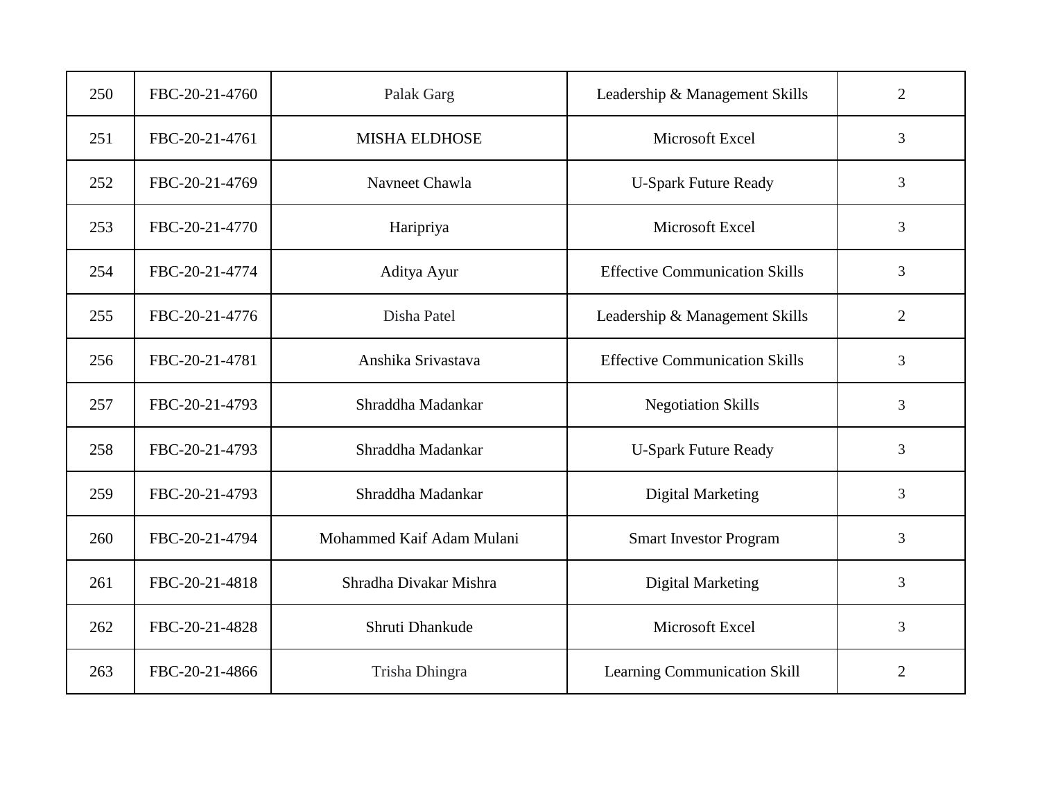| 250 | FBC-20-21-4760 | Palak Garg | Leadership & Management Skills | 2 |
|---|---|---|---|---|
| 251 | FBC-20-21-4761 | MISHA ELDHOSE | Microsoft Excel | 3 |
| 252 | FBC-20-21-4769 | Navneet Chawla | U-Spark Future Ready | 3 |
| 253 | FBC-20-21-4770 | Haripriya | Microsoft Excel | 3 |
| 254 | FBC-20-21-4774 | Aditya Ayur | Effective Communication Skills | 3 |
| 255 | FBC-20-21-4776 | Disha Patel | Leadership & Management Skills | 2 |
| 256 | FBC-20-21-4781 | Anshika Srivastava | Effective Communication Skills | 3 |
| 257 | FBC-20-21-4793 | Shraddha Madankar | Negotiation Skills | 3 |
| 258 | FBC-20-21-4793 | Shraddha Madankar | U-Spark Future Ready | 3 |
| 259 | FBC-20-21-4793 | Shraddha Madankar | Digital Marketing | 3 |
| 260 | FBC-20-21-4794 | Mohammed Kaif Adam Mulani | Smart Investor Program | 3 |
| 261 | FBC-20-21-4818 | Shradha Divakar Mishra | Digital Marketing | 3 |
| 262 | FBC-20-21-4828 | Shruti Dhankude | Microsoft Excel | 3 |
| 263 | FBC-20-21-4866 | Trisha Dhingra | Learning Communication Skill | 2 |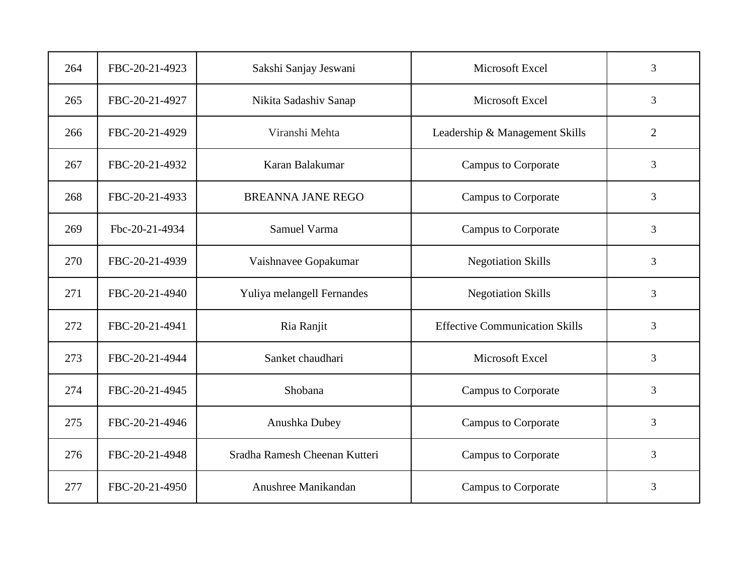| 264 | FBC-20-21-4923 | Sakshi Sanjay Jeswani | Microsoft Excel | 3 |
|---|---|---|---|---|
| 265 | FBC-20-21-4927 | Nikita Sadashiv Sanap | Microsoft Excel | 3 |
| 266 | FBC-20-21-4929 | Viranshi Mehta | Leadership & Management Skills | 2 |
| 267 | FBC-20-21-4932 | Karan Balakumar | Campus to Corporate | 3 |
| 268 | FBC-20-21-4933 | BREANNA JANE REGO | Campus to Corporate | 3 |
| 269 | Fbc-20-21-4934 | Samuel Varma | Campus to Corporate | 3 |
| 270 | FBC-20-21-4939 | Vaishnavee Gopakumar | Negotiation Skills | 3 |
| 271 | FBC-20-21-4940 | Yuliya melangell Fernandes | Negotiation Skills | 3 |
| 272 | FBC-20-21-4941 | Ria Ranjit | Effective Communication Skills | 3 |
| 273 | FBC-20-21-4944 | Sanket chaudhari | Microsoft Excel | 3 |
| 274 | FBC-20-21-4945 | Shobana | Campus to Corporate | 3 |
| 275 | FBC-20-21-4946 | Anushka Dubey | Campus to Corporate | 3 |
| 276 | FBC-20-21-4948 | Sradha Ramesh Cheenan Kutteri | Campus to Corporate | 3 |
| 277 | FBC-20-21-4950 | Anushree Manikandan | Campus to Corporate | 3 |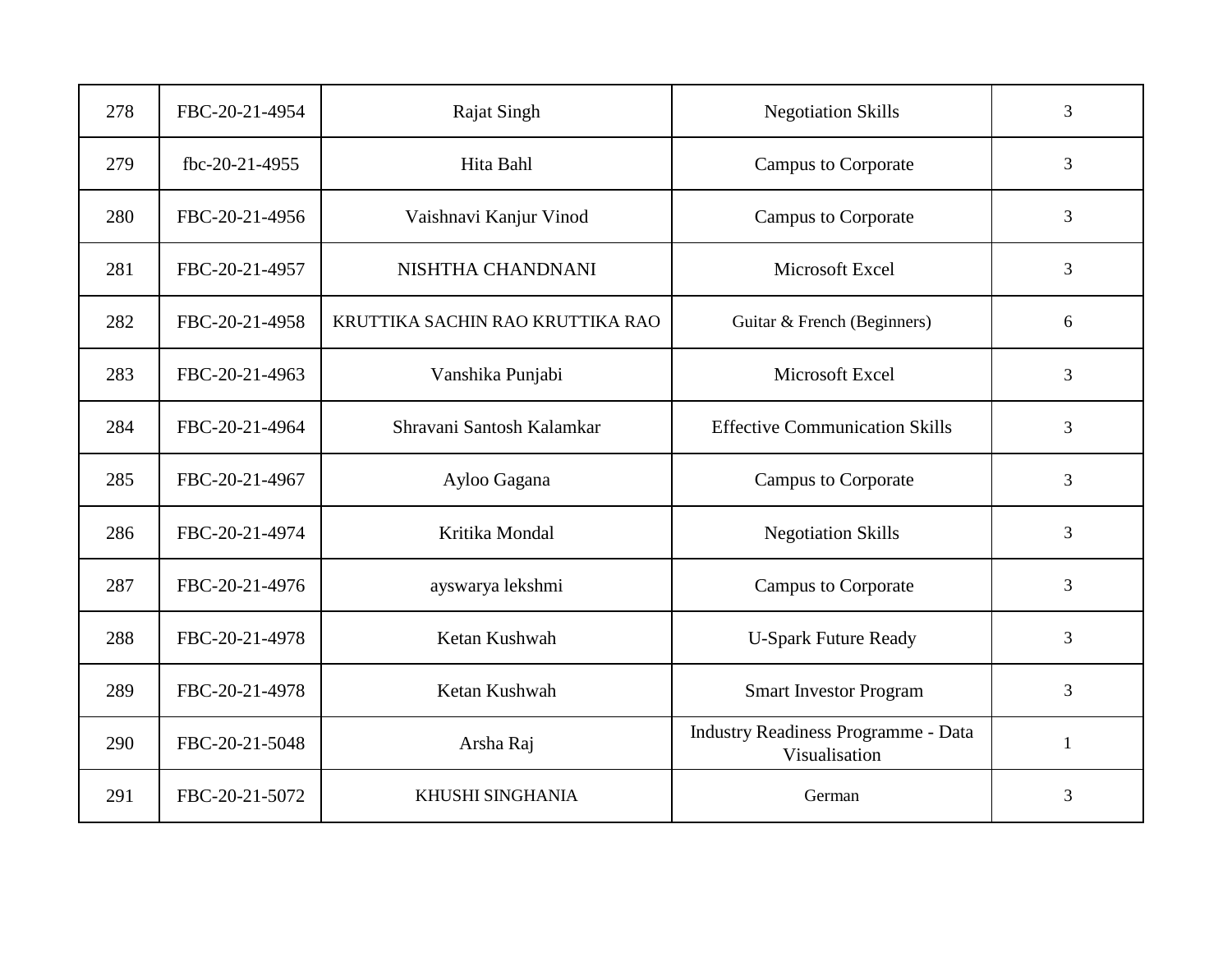| 278 | FBC-20-21-4954 | Rajat Singh | Negotiation Skills | 3 |
|---|---|---|---|---|
| 279 | fbc-20-21-4955 | Hita Bahl | Campus to Corporate | 3 |
| 280 | FBC-20-21-4956 | Vaishnavi Kanjur Vinod | Campus to Corporate | 3 |
| 281 | FBC-20-21-4957 | NISHTHA CHANDNANI | Microsoft Excel | 3 |
| 282 | FBC-20-21-4958 | KRUTTIKA SACHIN RAO KRUTTIKA RAO | Guitar & French (Beginners) | 6 |
| 283 | FBC-20-21-4963 | Vanshika Punjabi | Microsoft Excel | 3 |
| 284 | FBC-20-21-4964 | Shravani Santosh Kalamkar | Effective Communication Skills | 3 |
| 285 | FBC-20-21-4967 | Ayloo Gagana | Campus to Corporate | 3 |
| 286 | FBC-20-21-4974 | Kritika Mondal | Negotiation Skills | 3 |
| 287 | FBC-20-21-4976 | ayswarya lekshmi | Campus to Corporate | 3 |
| 288 | FBC-20-21-4978 | Ketan Kushwah | U-Spark Future Ready | 3 |
| 289 | FBC-20-21-4978 | Ketan Kushwah | Smart Investor Program | 3 |
| 290 | FBC-20-21-5048 | Arsha Raj | Industry Readiness Programme - Data Visualisation | 1 |
| 291 | FBC-20-21-5072 | KHUSHI SINGHANIA | German | 3 |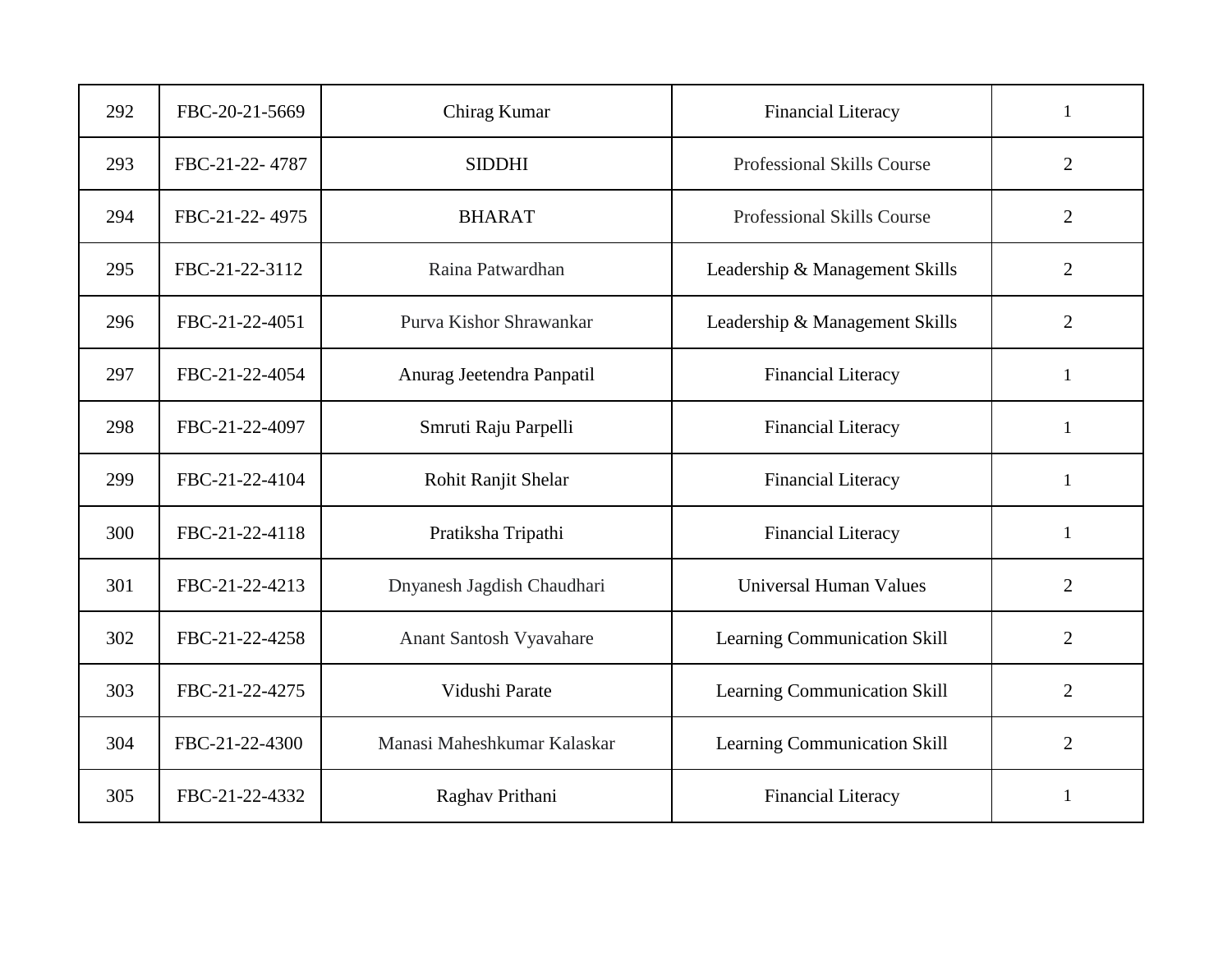| 292 | FBC-20-21-5669 | Chirag Kumar | Financial Literacy | 1 |
|---|---|---|---|---|
| 293 | FBC-21-22- 4787 | SIDDHI | Professional Skills Course | 2 |
| 294 | FBC-21-22- 4975 | BHARAT | Professional Skills Course | 2 |
| 295 | FBC-21-22-3112 | Raina Patwardhan | Leadership & Management Skills | 2 |
| 296 | FBC-21-22-4051 | Purva Kishor Shrawankar | Leadership & Management Skills | 2 |
| 297 | FBC-21-22-4054 | Anurag Jeetendra Panpatil | Financial Literacy | 1 |
| 298 | FBC-21-22-4097 | Smruti Raju Parpelli | Financial Literacy | 1 |
| 299 | FBC-21-22-4104 | Rohit Ranjit Shelar | Financial Literacy | 1 |
| 300 | FBC-21-22-4118 | Pratiksha Tripathi | Financial Literacy | 1 |
| 301 | FBC-21-22-4213 | Dnyanesh Jagdish Chaudhari | Universal Human Values | 2 |
| 302 | FBC-21-22-4258 | Anant Santosh Vyavahare | Learning Communication Skill | 2 |
| 303 | FBC-21-22-4275 | Vidushi Parate | Learning Communication Skill | 2 |
| 304 | FBC-21-22-4300 | Manasi Maheshkumar Kalaskar | Learning Communication Skill | 2 |
| 305 | FBC-21-22-4332 | Raghav Prithani | Financial Literacy | 1 |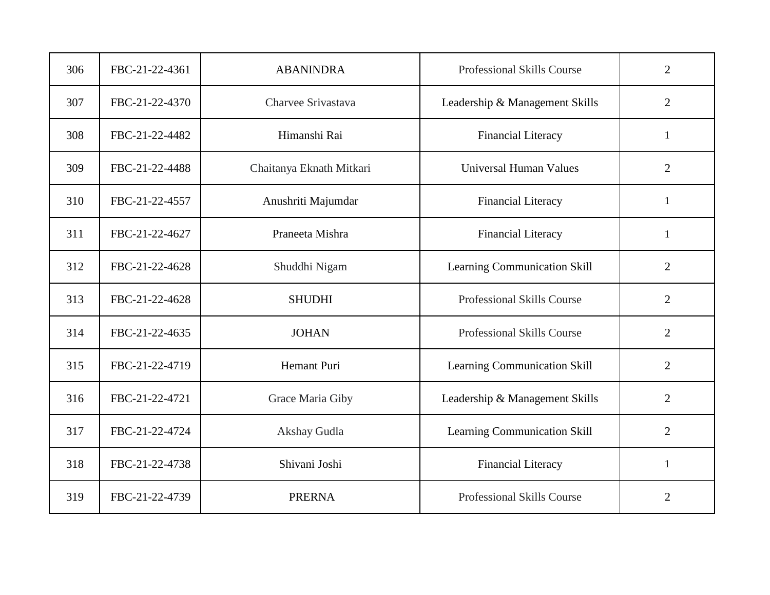| 306 | FBC-21-22-4361 | ABANINDRA | Professional Skills Course | 2 |
|---|---|---|---|---|
| 307 | FBC-21-22-4370 | Charvee Srivastava | Leadership & Management Skills | 2 |
| 308 | FBC-21-22-4482 | Himanshi Rai | Financial Literacy | 1 |
| 309 | FBC-21-22-4488 | Chaitanya Eknath Mitkari | Universal Human Values | 2 |
| 310 | FBC-21-22-4557 | Anushriti Majumdar | Financial Literacy | 1 |
| 311 | FBC-21-22-4627 | Praneeta Mishra | Financial Literacy | 1 |
| 312 | FBC-21-22-4628 | Shuddhi Nigam | Learning Communication Skill | 2 |
| 313 | FBC-21-22-4628 | SHUDHI | Professional Skills Course | 2 |
| 314 | FBC-21-22-4635 | JOHAN | Professional Skills Course | 2 |
| 315 | FBC-21-22-4719 | Hemant Puri | Learning Communication Skill | 2 |
| 316 | FBC-21-22-4721 | Grace Maria Giby | Leadership & Management Skills | 2 |
| 317 | FBC-21-22-4724 | Akshay Gudla | Learning Communication Skill | 2 |
| 318 | FBC-21-22-4738 | Shivani Joshi | Financial Literacy | 1 |
| 319 | FBC-21-22-4739 | PRERNA | Professional Skills Course | 2 |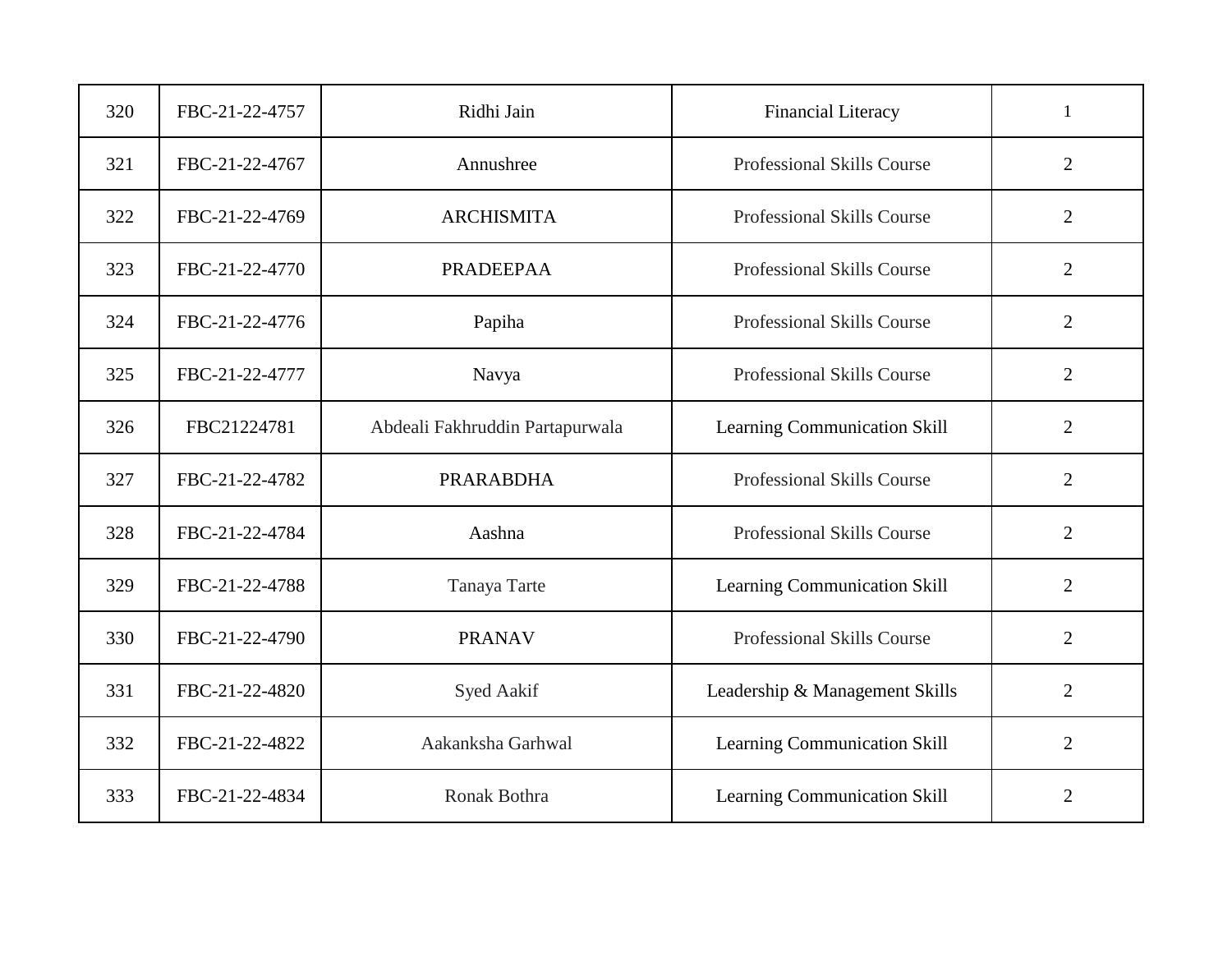| 320 | FBC-21-22-4757 | Ridhi Jain | Financial Literacy | 1 |
|---|---|---|---|---|
| 321 | FBC-21-22-4767 | Annushree | Professional Skills Course | 2 |
| 322 | FBC-21-22-4769 | ARCHISMITA | Professional Skills Course | 2 |
| 323 | FBC-21-22-4770 | PRADEEPAA | Professional Skills Course | 2 |
| 324 | FBC-21-22-4776 | Papiha | Professional Skills Course | 2 |
| 325 | FBC-21-22-4777 | Navya | Professional Skills Course | 2 |
| 326 | FBC21224781 | Abdeali Fakhruddin Partapurwala | Learning Communication Skill | 2 |
| 327 | FBC-21-22-4782 | PRARABDHA | Professional Skills Course | 2 |
| 328 | FBC-21-22-4784 | Aashna | Professional Skills Course | 2 |
| 329 | FBC-21-22-4788 | Tanaya Tarte | Learning Communication Skill | 2 |
| 330 | FBC-21-22-4790 | PRANAV | Professional Skills Course | 2 |
| 331 | FBC-21-22-4820 | Syed Aakif | Leadership & Management Skills | 2 |
| 332 | FBC-21-22-4822 | Aakanksha Garhwal | Learning Communication Skill | 2 |
| 333 | FBC-21-22-4834 | Ronak Bothra | Learning Communication Skill | 2 |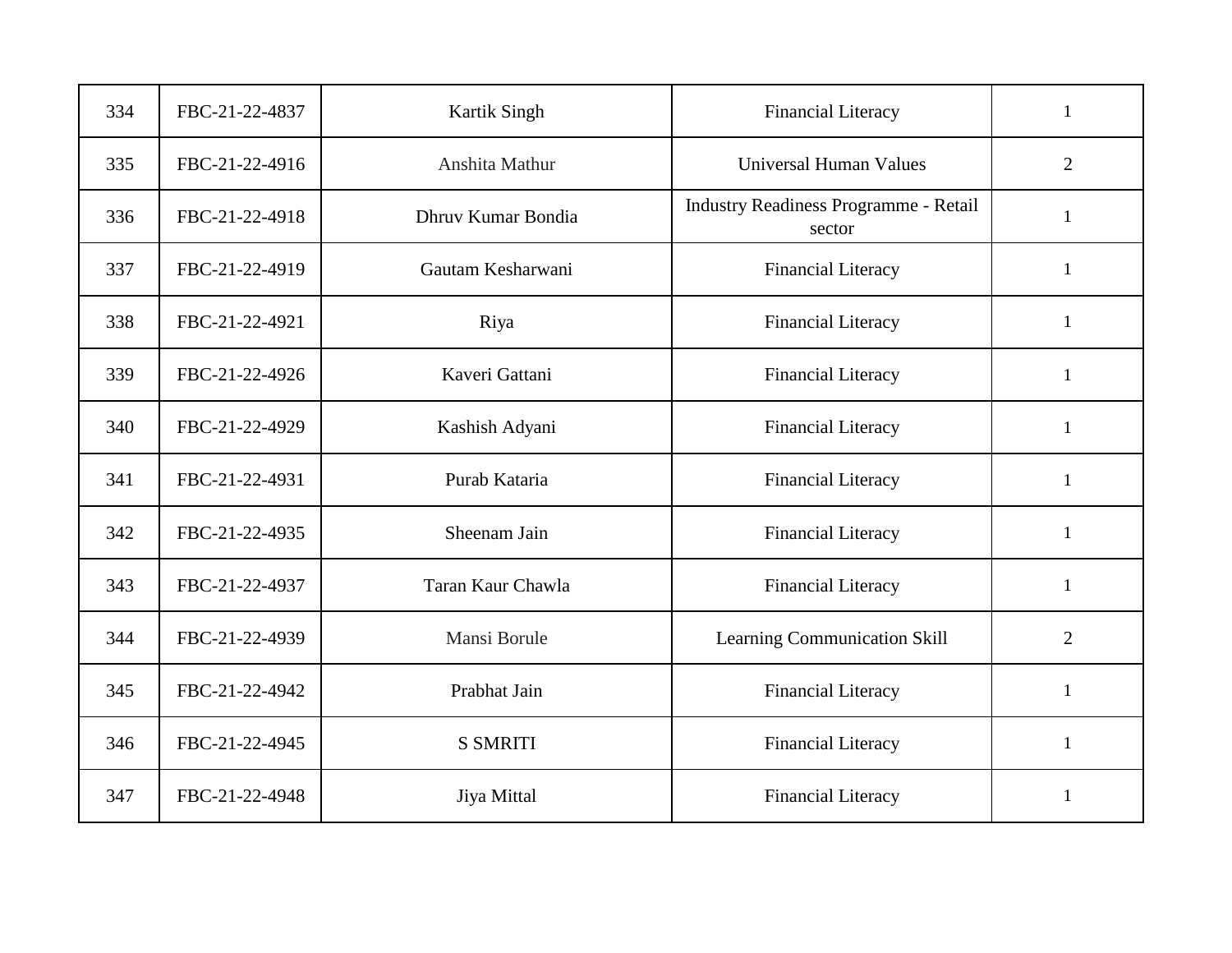| 334 | FBC-21-22-4837 | Kartik Singh | Financial Literacy | 1 |
|---|---|---|---|---|
| 335 | FBC-21-22-4916 | Anshita Mathur | Universal Human Values | 2 |
| 336 | FBC-21-22-4918 | Dhruv Kumar Bondia | Industry Readiness Programme - Retail sector | 1 |
| 337 | FBC-21-22-4919 | Gautam Kesharwani | Financial Literacy | 1 |
| 338 | FBC-21-22-4921 | Riya | Financial Literacy | 1 |
| 339 | FBC-21-22-4926 | Kaveri Gattani | Financial Literacy | 1 |
| 340 | FBC-21-22-4929 | Kashish Adyani | Financial Literacy | 1 |
| 341 | FBC-21-22-4931 | Purab Kataria | Financial Literacy | 1 |
| 342 | FBC-21-22-4935 | Sheenam Jain | Financial Literacy | 1 |
| 343 | FBC-21-22-4937 | Taran Kaur Chawla | Financial Literacy | 1 |
| 344 | FBC-21-22-4939 | Mansi Borule | Learning Communication Skill | 2 |
| 345 | FBC-21-22-4942 | Prabhat Jain | Financial Literacy | 1 |
| 346 | FBC-21-22-4945 | S SMRITI | Financial Literacy | 1 |
| 347 | FBC-21-22-4948 | Jiya Mittal | Financial Literacy | 1 |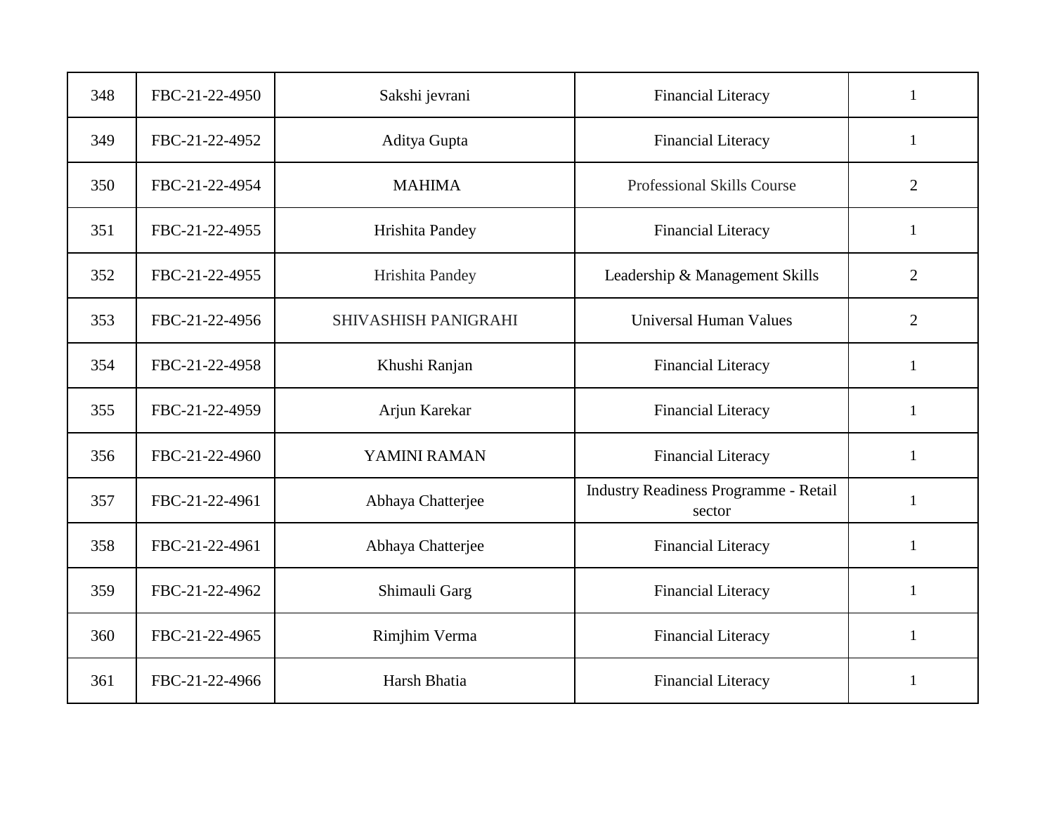| 348 | FBC-21-22-4950 | Sakshi jevrani | Financial Literacy | 1 |
|---|---|---|---|---|
| 349 | FBC-21-22-4952 | Aditya Gupta | Financial Literacy | 1 |
| 350 | FBC-21-22-4954 | MAHIMA | Professional Skills Course | 2 |
| 351 | FBC-21-22-4955 | Hrishita Pandey | Financial Literacy | 1 |
| 352 | FBC-21-22-4955 | Hrishita Pandey | Leadership & Management Skills | 2 |
| 353 | FBC-21-22-4956 | SHIVASHISH PANIGRAHI | Universal Human Values | 2 |
| 354 | FBC-21-22-4958 | Khushi Ranjan | Financial Literacy | 1 |
| 355 | FBC-21-22-4959 | Arjun Karekar | Financial Literacy | 1 |
| 356 | FBC-21-22-4960 | YAMINI RAMAN | Financial Literacy | 1 |
| 357 | FBC-21-22-4961 | Abhaya Chatterjee | Industry Readiness Programme - Retail sector | 1 |
| 358 | FBC-21-22-4961 | Abhaya Chatterjee | Financial Literacy | 1 |
| 359 | FBC-21-22-4962 | Shimauli Garg | Financial Literacy | 1 |
| 360 | FBC-21-22-4965 | Rimjhim Verma | Financial Literacy | 1 |
| 361 | FBC-21-22-4966 | Harsh Bhatia | Financial Literacy | 1 |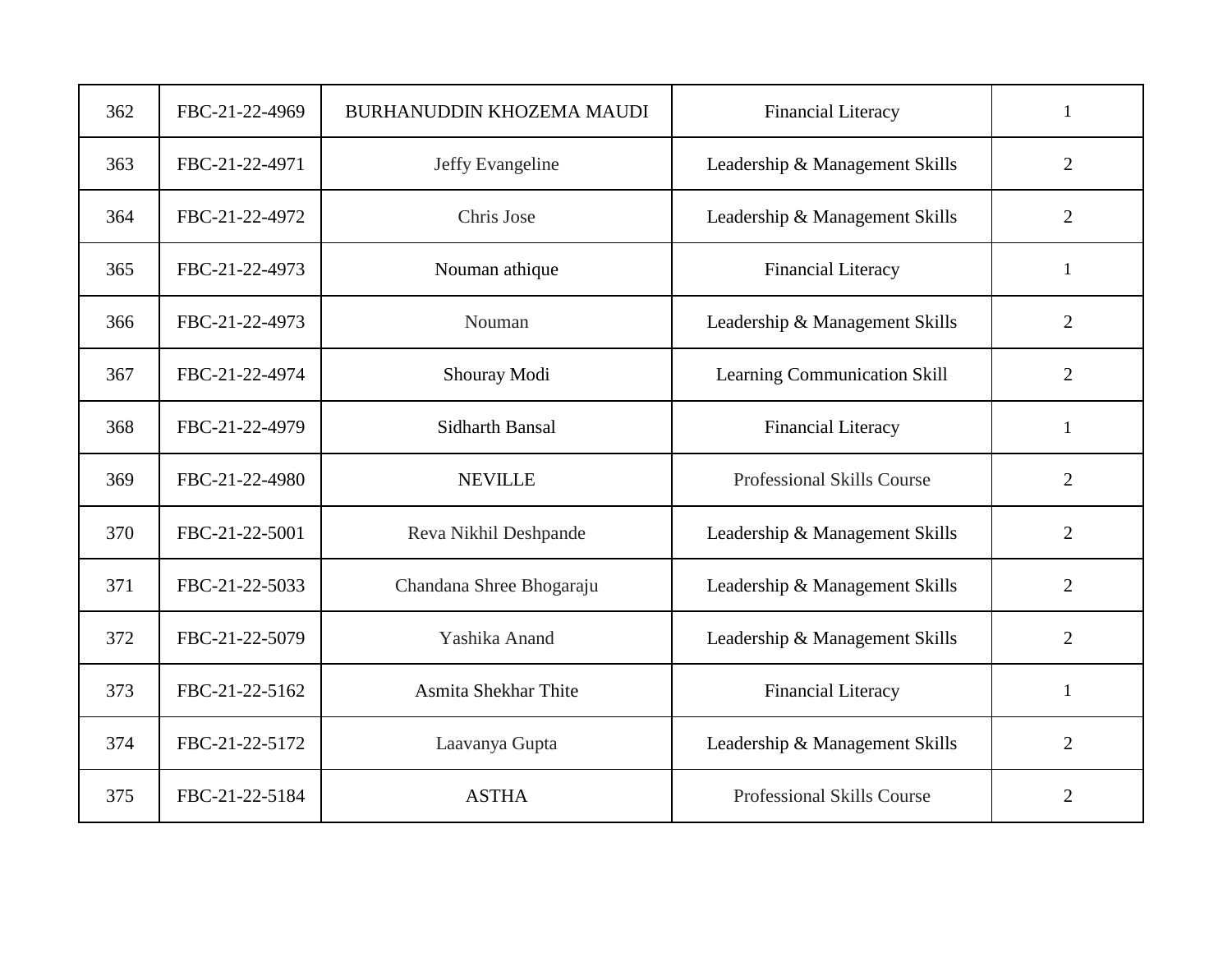| 362 | FBC-21-22-4969 | BURHANUDDIN KHOZEMA MAUDI | Financial Literacy | 1 |
|---|---|---|---|---|
| 363 | FBC-21-22-4971 | Jeffy Evangeline | Leadership & Management Skills | 2 |
| 364 | FBC-21-22-4972 | Chris Jose | Leadership & Management Skills | 2 |
| 365 | FBC-21-22-4973 | Nouman athique | Financial Literacy | 1 |
| 366 | FBC-21-22-4973 | Nouman | Leadership & Management Skills | 2 |
| 367 | FBC-21-22-4974 | Shouray Modi | Learning Communication Skill | 2 |
| 368 | FBC-21-22-4979 | Sidharth Bansal | Financial Literacy | 1 |
| 369 | FBC-21-22-4980 | NEVILLE | Professional Skills Course | 2 |
| 370 | FBC-21-22-5001 | Reva Nikhil Deshpande | Leadership & Management Skills | 2 |
| 371 | FBC-21-22-5033 | Chandana Shree Bhogaraju | Leadership & Management Skills | 2 |
| 372 | FBC-21-22-5079 | Yashika Anand | Leadership & Management Skills | 2 |
| 373 | FBC-21-22-5162 | Asmita Shekhar Thite | Financial Literacy | 1 |
| 374 | FBC-21-22-5172 | Laavanya Gupta | Leadership & Management Skills | 2 |
| 375 | FBC-21-22-5184 | ASTHA | Professional Skills Course | 2 |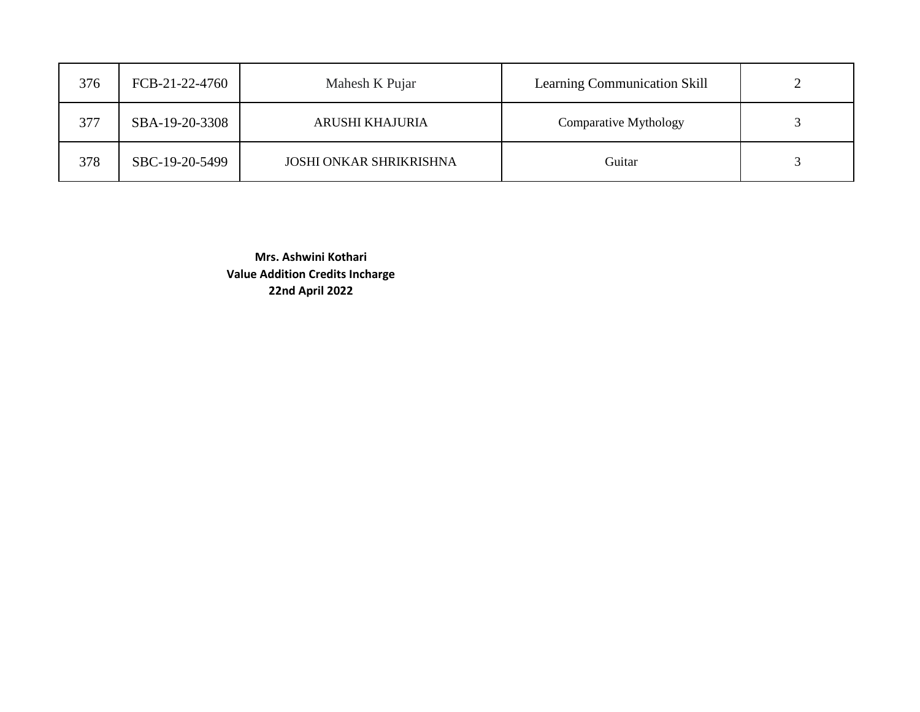| | | | | |
|---|---|---|---|---|
| 376 | FCB-21-22-4760 | Mahesh K Pujar | Learning Communication Skill | 2 |
| 377 | SBA-19-20-3308 | ARUSHI KHAJURIA | Comparative Mythology | 3 |
| 378 | SBC-19-20-5499 | JOSHI ONKAR SHRIKRISHNA | Guitar | 3 |

**Mrs. Ashwini Kothari**
**Value Addition Credits Incharge**
**22nd April 2022**